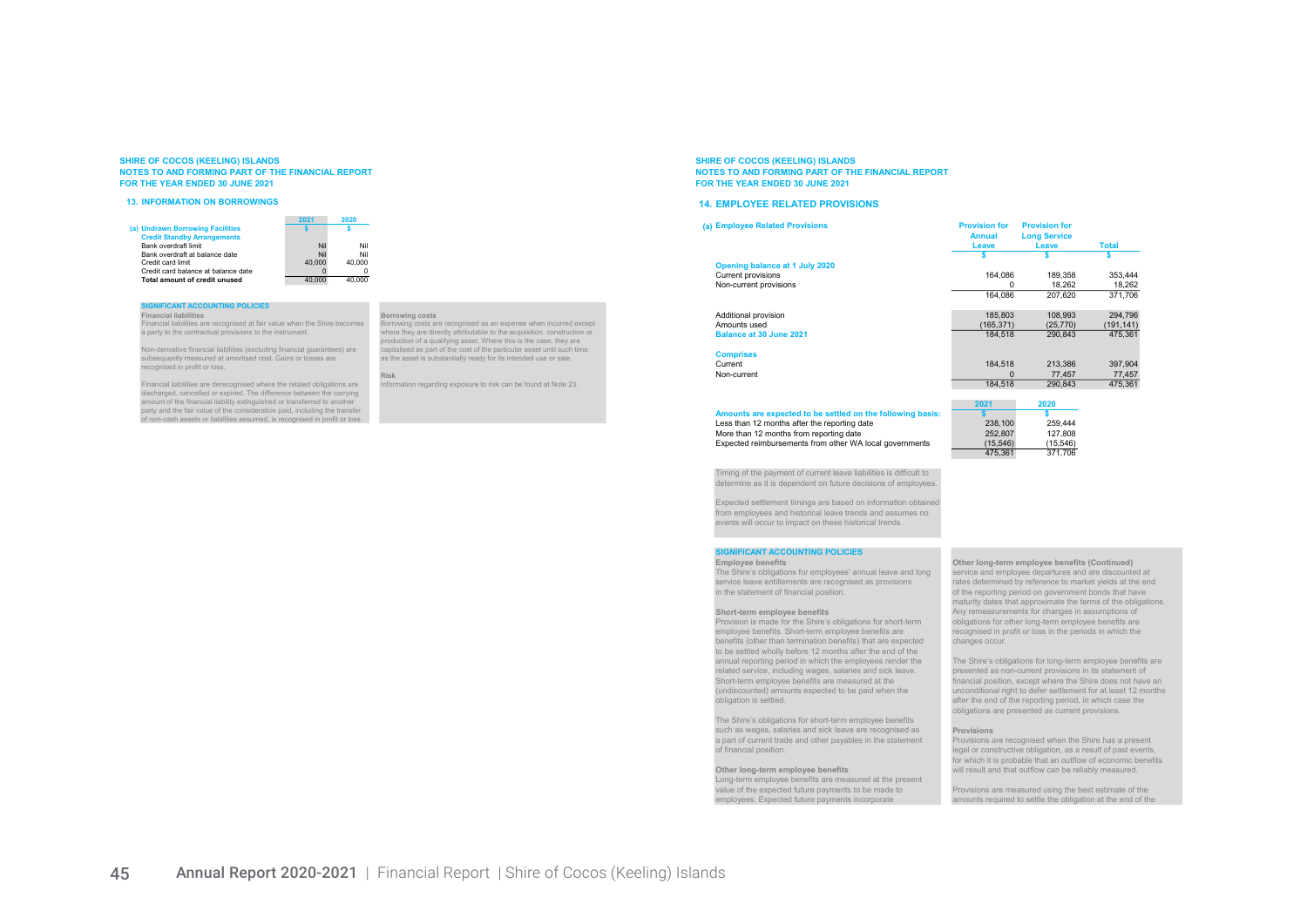## SHIRE OF COCOS (KEELING) ISLANDS
## NOTES TO AND FORMING PART OF THE FINANCIAL REPORT
## FOR THE YEAR ENDED 30 JUNE 2021

### 13. INFORMATION ON BORROWINGS

| | 2021 | 2020 |
|---|---|---|
| (a) Undrawn Borrowing Facilities | $ | $ |
| Credit Standby Arrangements | | |
| Bank overdraft limit | Nil | Nil |
| Bank overdraft at balance date | Nil | Nil |
| Credit card limit | 40,000 | 40,000 |
| Credit card balance at balance date | 0 | 0 |
| **Total amount of credit unused** | 40,000 | 40,000 |

**SIGNIFICANT ACCOUNTING POLICIES**

**Financial liabilities**
Financial liabilities are recognised at fair value when the Shire becomes a party to the contractual provisions to the instrument.

Non-derivative financial liabilities (excluding financial guarantees) are subsequently measured at amortised cost. Gains or losses are recognised in profit or loss.

Financial liabilities are derecognised where the related obligations are discharged, cancelled or expired. The difference between the carrying amount of the financial liability extinguished or transferred to another party and the fair value of the consideration paid, including the transfer of non-cash assets or liabilities assumed, is recognised in profit or loss.

**Borrowing costs**
Borrowing costs are recognised as an expense when incurred except where they are directly attributable to the acquisition, construction or production of a qualifying asset. Where this is the case, they are capitalised as part of the cost of the particular asset until such time as the asset is substantially ready for its intended use or sale.

**Risk**
Information regarding exposure to risk can be found at Note 23.

## SHIRE OF COCOS (KEELING) ISLANDS
## NOTES TO AND FORMING PART OF THE FINANCIAL REPORT
## FOR THE YEAR ENDED 30 JUNE 2021

### 14. EMPLOYEE RELATED PROVISIONS

| (a) Employee Related Provisions | Provision for Annual Leave | Provision for Long Service Leave | Total |
|---|---|---|---|
| | $ | $ | $ |
| **Opening balance at 1 July 2020** | | | |
| Current provisions | 164,086 | 189,358 | 353,444 |
| Non-current provisions | 0 | 18,262 | 18,262 |
| | 164,086 | 207,620 | 371,706 |
| | | | |
| Additional provision | 185,803 | 108,993 | 294,796 |
| Amounts used | (165,371) | (25,770) | (191,141) |
| **Balance at 30 June 2021** | 184,518 | 290,843 | 475,361 |
| | | | |
| **Comprises** | | | |
| Current | 184,518 | 213,386 | 397,904 |
| Non-current | 0 | 77,457 | 77,457 |
| | 184,518 | 290,843 | 475,361 |

| | 2021 | 2020 |
|---|---|---|
| **Amounts are expected to be settled on the following basis:** | $ | $ |
| Less than 12 months after the reporting date | 238,100 | 259,444 |
| More than 12 months from reporting date | 252,807 | 127,808 |
| Expected reimbursements from other WA local governments | (15,546) | (15,546) |
| | 475,361 | 371,706 |

Timing of the payment of current leave liabilities is difficult to determine as it is dependent on future decisions of employees.

Expected settlement timings are based on information obtained from employees and historical leave trends and assumes no events will occur to impact on these historical trends.

**SIGNIFICANT ACCOUNTING POLICIES**

**Employee benefits**
The Shire's obligations for employees' annual leave and long service leave entitlements are recognised as provisions in the statement of financial position.

**Short-term employee benefits**
Provision is made for the Shire's obligations for short-term employee benefits. Short-term employee benefits are benefits (other than termination benefits) that are expected to be settled wholly before 12 months after the end of the annual reporting period in which the employees render the related service, including wages, salaries and sick leave. Short-term employee benefits are measured at the (undiscounted) amounts expected to be paid when the obligation is settled.

The Shire's obligations for short-term employee benefits such as wages, salaries and sick leave are recognised as a part of current trade and other payables in the statement of financial position.

**Other long-term employee benefits**
Long-term employee benefits are measured at the present value of the expected future payments to be made to employees. Expected future payments incorporate

**Other long-term employee benefits (Continued)**
service and employee departures and are discounted at rates determined by reference to market yields at the end of the reporting period on government bonds that have maturity dates that approximate the terms of the obligations. Any remeasurements for changes in assumptions of obligations for other long-term employee benefits are recognised in profit or loss in the periods in which the changes occur.

The Shire's obligations for long-term employee benefits are presented as non-current provisions in its statement of financial position, except where the Shire does not have an unconditional right to defer settlement for at least 12 months after the end of the reporting period, in which case the obligations are presented as current provisions.

**Provisions**
Provisions are recognised when the Shire has a present legal or constructive obligation, as a result of past events, for which it is probable that an outflow of economic benefits will result and that outflow can be reliably measured.

Provisions are measured using the best estimate of the amounts required to settle the obligation at the end of the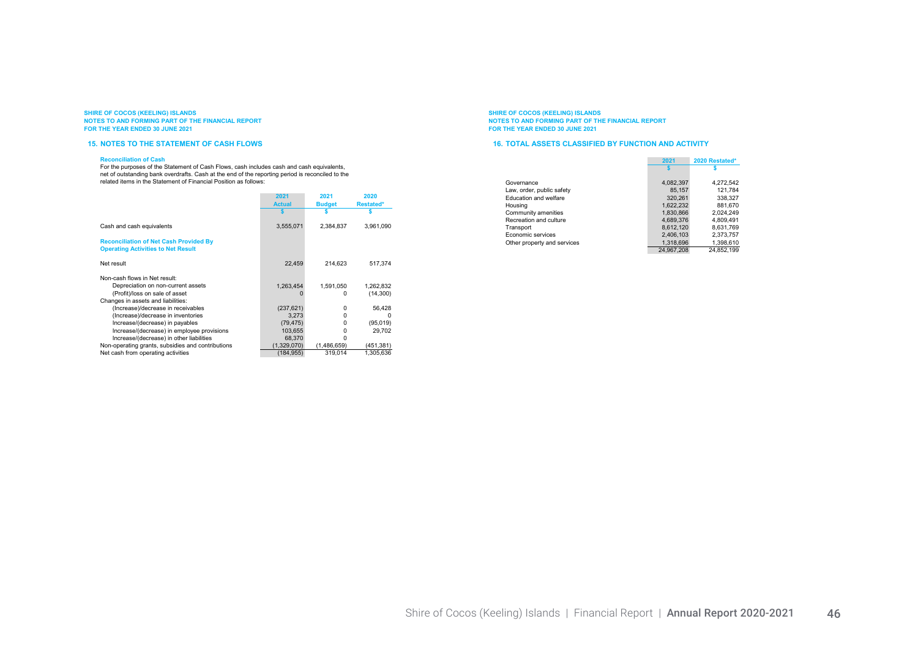SHIRE OF COCOS (KEELING) ISLANDS
NOTES TO AND FORMING PART OF THE FINANCIAL REPORT
FOR THE YEAR ENDED 30 JUNE 2021

## 15. NOTES TO THE STATEMENT OF CASH FLOWS

### Reconciliation of Cash

For the purposes of the Statement of Cash Flows, cash includes cash and cash equivalents, net of outstanding bank overdrafts. Cash at the end of the reporting period is reconciled to the related items in the Statement of Financial Position as follows:

| | 2021 Actual | 2021 Budget | 2020 Restated* |
|---|---|---|---|
| | $ | $ | $ |
| Cash and cash equivalents | 3,555,071 | 2,384,837 | 3,961,090 |
| **Reconciliation of Net Cash Provided By Operating Activities to Net Result** | | | |
| Net result | 22,459 | 214,623 | 517,374 |
| Non-cash flows in Net result: | | | |
| Depreciation on non-current assets | 1,263,454 | 1,591,050 | 1,262,832 |
| (Profit)/loss on sale of asset | 0 | 0 | (14,300) |
| Changes in assets and liabilities: | | | |
| (Increase)/decrease in receivables | (237,621) | 0 | 56,428 |
| (Increase)/decrease in inventories | 3,273 | 0 | 0 |
| Increase/(decrease) in payables | (79,475) | 0 | (95,019) |
| Increase/(decrease) in employee provisions | 103,655 | 0 | 29,702 |
| Increase/(decrease) in other liabilities | 68,370 | 0 | |
| Non-operating grants, subsidies and contributions | (1,329,070) | (1,486,659) | (451,381) |
| Net cash from operating activities | (184,955) | 319,014 | 1,305,636 |

SHIRE OF COCOS (KEELING) ISLANDS
NOTES TO AND FORMING PART OF THE FINANCIAL REPORT
FOR THE YEAR ENDED 30 JUNE 2021

## 16. TOTAL ASSETS CLASSIFIED BY FUNCTION AND ACTIVITY

| | 2021 | 2020 Restated* |
|---|---|---|
| | $ | $ |
| Governance | 4,082,397 | 4,272,542 |
| Law, order, public safety | 85,157 | 121,784 |
| Education and welfare | 320,261 | 338,327 |
| Housing | 1,622,232 | 881,670 |
| Community amenities | 1,830,866 | 2,024,249 |
| Recreation and culture | 4,689,376 | 4,809,491 |
| Transport | 8,612,120 | 8,631,769 |
| Economic services | 2,406,103 | 2,373,757 |
| Other property and services | 1,318,696 | 1,398,610 |
| | 24,967,208 | 24,852,199 |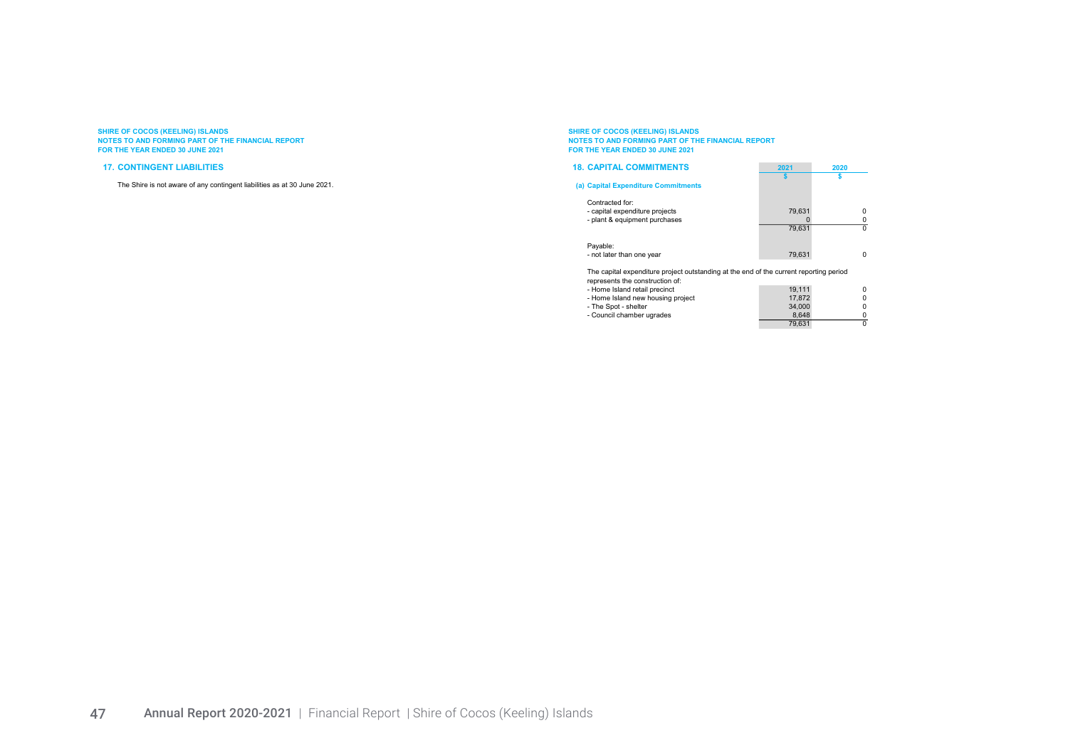SHIRE OF COCOS (KEELING) ISLANDS
NOTES TO AND FORMING PART OF THE FINANCIAL REPORT
FOR THE YEAR ENDED 30 JUNE 2021

## 17. CONTINGENT LIABILITIES

The Shire is not aware of any contingent liabilities as at 30 June 2021.

SHIRE OF COCOS (KEELING) ISLANDS
NOTES TO AND FORMING PART OF THE FINANCIAL REPORT
FOR THE YEAR ENDED 30 JUNE 2021

## 18. CAPITAL COMMITMENTS

| | 2021 | 2020 |
|---|---|---|
| | $ | $ |
| **(a) Capital Expenditure Commitments** | | |
| Contracted for: | | |
| - capital expenditure projects | 79,631 | 0 |
| - plant & equipment purchases | 0 | 0 |
| | 79,631 | 0 |
| Payable: | | |
| - not later than one year | 79,631 | 0 |

The capital expenditure project outstanding at the end of the current reporting period represents the construction of:

| | 2021 | 2020 |
|---|---|---|
| - Home Island retail precinct | 19,111 | 0 |
| - Home Island new housing project | 17,872 | 0 |
| - The Spot - shelter | 34,000 | 0 |
| - Council chamber ugrades | 8,648 | 0 |
| | 79,631 | 0 |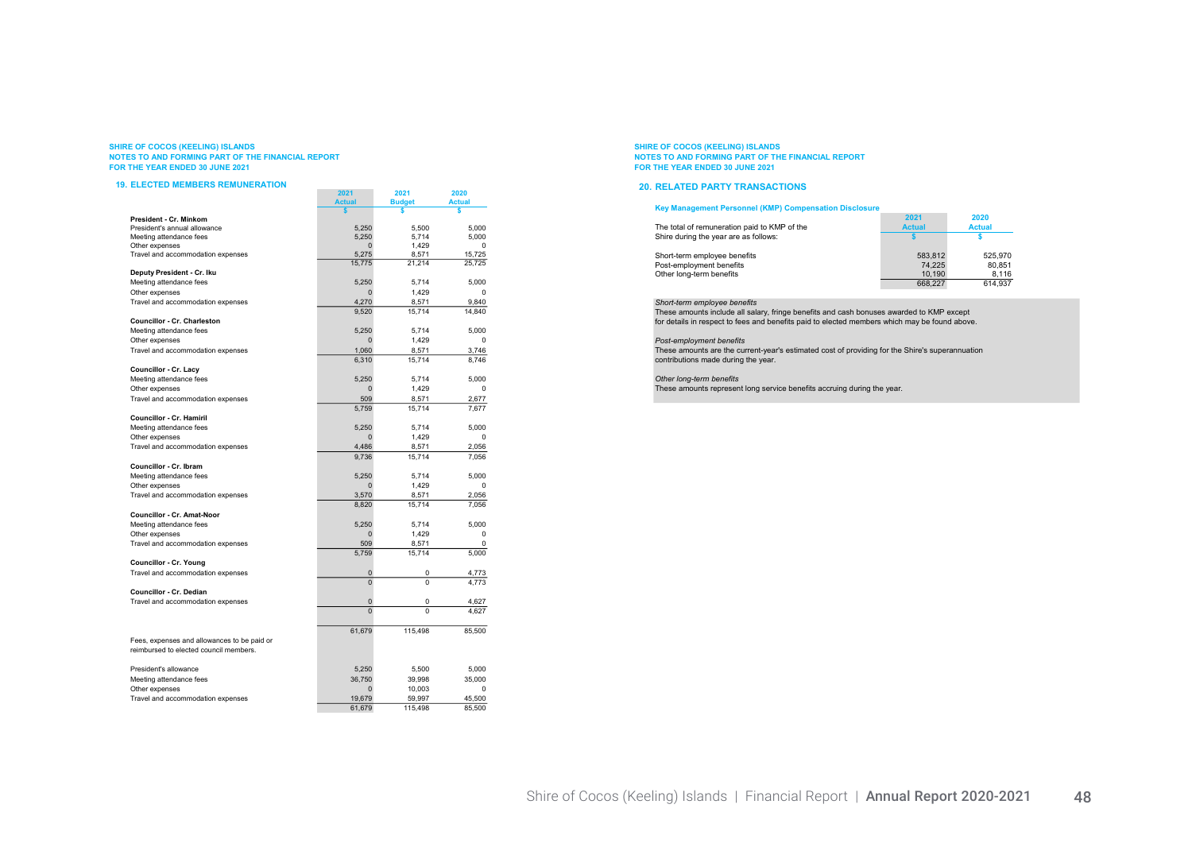SHIRE OF COCOS (KEELING) ISLANDS
NOTES TO AND FORMING PART OF THE FINANCIAL REPORT
FOR THE YEAR ENDED 30 JUNE 2021

## 19. ELECTED MEMBERS REMUNERATION

| | 2021 Actual | 2021 Budget | 2020 Actual |
|---|---|---|---|
| | $ | $ | $ |
| **President - Cr. Minkom** | | | |
| President's annual allowance | 5,250 | 5,500 | 5,000 |
| Meeting attendance fees | 5,250 | 5,714 | 5,000 |
| Other expenses | 0 | 1,429 | 0 |
| Travel and accommodation expenses | 5,275 | 8,571 | 15,725 |
| | 15,775 | 21,214 | 25,725 |
| **Deputy President - Cr. Iku** | | | |
| Meeting attendance fees | 5,250 | 5,714 | 5,000 |
| Other expenses | 0 | 1,429 | 0 |
| Travel and accommodation expenses | 4,270 | 8,571 | 9,840 |
| | 9,520 | 15,714 | 14,840 |
| **Councillor - Cr. Charleston** | | | |
| Meeting attendance fees | 5,250 | 5,714 | 5,000 |
| Other expenses | 0 | 1,429 | 0 |
| Travel and accommodation expenses | 1,060 | 8,571 | 3,746 |
| | 6,310 | 15,714 | 8,746 |
| **Councillor - Cr. Lacy** | | | |
| Meeting attendance fees | 5,250 | 5,714 | 5,000 |
| Other expenses | 0 | 1,429 | 0 |
| Travel and accommodation expenses | 509 | 8,571 | 2,677 |
| | 5,759 | 15,714 | 7,677 |
| **Councillor - Cr. Hamiril** | | | |
| Meeting attendance fees | 5,250 | 5,714 | 5,000 |
| Other expenses | 0 | 1,429 | 0 |
| Travel and accommodation expenses | 4,486 | 8,571 | 2,056 |
| | 9,736 | 15,714 | 7,056 |
| **Councillor - Cr. Ibram** | | | |
| Meeting attendance fees | 5,250 | 5,714 | 5,000 |
| Other expenses | 0 | 1,429 | 0 |
| Travel and accommodation expenses | 3,570 | 8,571 | 2,056 |
| | 8,820 | 15,714 | 7,056 |
| **Councillor - Cr. Amat-Noor** | | | |
| Meeting attendance fees | 5,250 | 5,714 | 5,000 |
| Other expenses | 0 | 1,429 | 0 |
| Travel and accommodation expenses | 509 | 8,571 | 0 |
| | 5,759 | 15,714 | 5,000 |
| **Councillor - Cr. Young** | | | |
| Travel and accommodation expenses | 0 | 0 | 4,773 |
| | 0 | 0 | 4,773 |
| **Councillor - Cr. Dedian** | | | |
| Travel and accommodation expenses | 0 | 0 | 4,627 |
| | 0 | 0 | 4,627 |
| | | | |
| | 61,679 | 115,498 | 85,500 |
| Fees, expenses and allowances to be paid or reimbursed to elected council members. | | | |
| President's allowance | 5,250 | 5,500 | 5,000 |
| Meeting attendance fees | 36,750 | 39,998 | 35,000 |
| Other expenses | 0 | 10,003 | 0 |
| Travel and accommodation expenses | 19,679 | 59,997 | 45,500 |
| | 61,679 | 115,498 | 85,500 |

SHIRE OF COCOS (KEELING) ISLANDS
NOTES TO AND FORMING PART OF THE FINANCIAL REPORT
FOR THE YEAR ENDED 30 JUNE 2021

## 20. RELATED PARTY TRANSACTIONS

### Key Management Personnel (KMP) Compensation Disclosure

| The total of remuneration paid to KMP of the Shire during the year are as follows: | 2021 Actual | 2020 Actual |
|---|---|---|
| | $ | $ |
| Short-term employee benefits | 583,812 | 525,970 |
| Post-employment benefits | 74,225 | 80,851 |
| Other long-term benefits | 10,190 | 8,116 |
| | 668,227 | 614,937 |

*Short-term employee benefits*
These amounts include all salary, fringe benefits and cash bonuses awarded to KMP except for details in respect to fees and benefits paid to elected members which may be found above.

*Post-employment benefits*
These amounts are the current-year's estimated cost of providing for the Shire's superannuation contributions made during the year.

*Other long-term benefits*
These amounts represent long service benefits accruing during the year.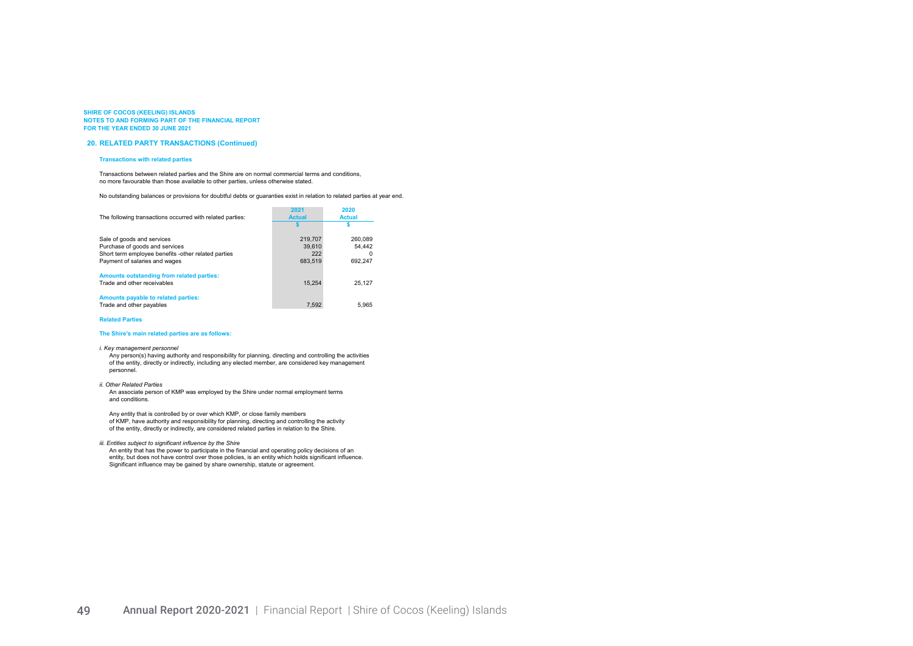SHIRE OF COCOS (KEELING) ISLANDS
NOTES TO AND FORMING PART OF THE FINANCIAL REPORT
FOR THE YEAR ENDED 30 JUNE 2021

## 20. RELATED PARTY TRANSACTIONS (Continued)

### Transactions with related parties

Transactions between related parties and the Shire are on normal commercial terms and conditions, no more favourable than those available to other parties, unless otherwise stated.

No outstanding balances or provisions for doubtful debts or guarantees exist in relation to related parties at year end.

| The following transactions occurred with related parties: | 2021 Actual | 2020 Actual |
|---|---|---|
| | $ | $ |
| Sale of goods and services | 219,707 | 260,089 |
| Purchase of goods and services | 39,610 | 54,442 |
| Short term employee benefits -other related parties | 222 | 0 |
| Payment of salaries and wages | 683,519 | 692,247 |
| **Amounts outstanding from related parties:** | | |
| Trade and other receivables | 15,254 | 25,127 |
| **Amounts payable to related parties:** | | |
| Trade and other payables | 7,592 | 5,965 |

### Related Parties

**The Shire's main related parties are as follows:**

*i. Key management personnel*

Any person(s) having authority and responsibility for planning, directing and controlling the activities of the entity, directly or indirectly, including any elected member, are considered key management personnel.

*ii. Other Related Parties*

An associate person of KMP was employed by the Shire under normal employment terms and conditions.

Any entity that is controlled by or over which KMP, or close family members of KMP, have authority and responsibility for planning, directing and controlling the activity of the entity, directly or indirectly, are considered related parties in relation to the Shire.

*iii. Entities subject to significant influence by the Shire*

An entity that has the power to participate in the financial and operating policy decisions of an entity, but does not have control over those policies, is an entity which holds significant influence. Significant influence may be gained by share ownership, statute or agreement.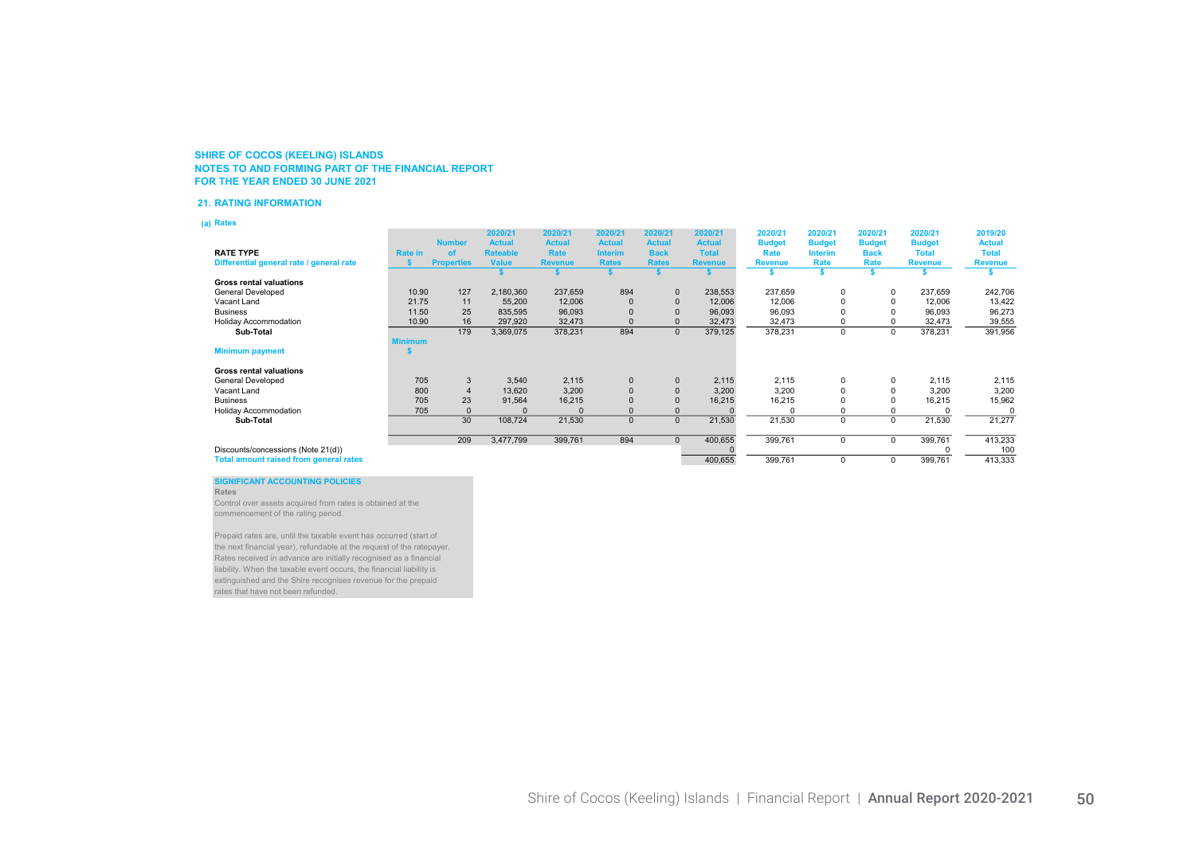**SHIRE OF COCOS (KEELING) ISLANDS**
**NOTES TO AND FORMING PART OF THE FINANCIAL REPORT**
**FOR THE YEAR ENDED 30 JUNE 2021**

## 21. RATING INFORMATION

### (a) Rates

| RATE TYPE<br>Differential general rate / general rate | Rate in<br>$ | Number of Properties | 2020/21 Actual Rateable Value<br>$ | 2020/21 Actual Rate Revenue<br>$ | 2020/21 Actual Interim Rates<br>$ | 2020/21 Actual Back Rates<br>$ | 2020/21 Actual Total Revenue<br>$ | 2020/21 Budget Rate Revenue<br>$ | 2020/21 Budget Interim Rate<br>$ | 2020/21 Budget Back Rate<br>$ | 2020/21 Budget Total Revenue<br>$ | 2019/20 Actual Total Revenue<br>$ |
|---|---|---|---|---|---|---|---|---|---|---|---|---|
| **Gross rental valuations** | | | | | | | | | | | | |
| General Developed | 10.90 | 127 | 2,180,360 | 237,659 | 894 | 0 | 238,553 | 237,659 | 0 | 0 | 237,659 | 242,706 |
| Vacant Land | 21.75 | 11 | 55,200 | 12,006 | 0 | 0 | 12,006 | 12,006 | 0 | 0 | 12,006 | 13,422 |
| Business | 11.50 | 25 | 835,595 | 96,093 | 0 | 0 | 96,093 | 96,093 | 0 | 0 | 96,093 | 96,273 |
| Holiday Accommodation | 10.90 | 16 | 297,920 | 32,473 | 0 | 0 | 32,473 | 32,473 | 0 | 0 | 32,473 | 39,555 |
| **Sub-Total** | | 179 | 3,369,075 | 378,231 | 894 | 0 | 379,125 | 378,231 | 0 | 0 | 378,231 | 391,956 |
| **Minimum payment** | **Minimum $** | | | | | | | | | | | |
| **Gross rental valuations** | | | | | | | | | | | | |
| General Developed | 705 | 3 | 3,540 | 2,115 | 0 | 0 | 2,115 | 2,115 | 0 | 0 | 2,115 | 2,115 |
| Vacant Land | 800 | 4 | 13,620 | 3,200 | 0 | 0 | 3,200 | 3,200 | 0 | 0 | 3,200 | 3,200 |
| Business | 705 | 23 | 91,564 | 16,215 | 0 | 0 | 16,215 | 16,215 | 0 | 0 | 16,215 | 15,962 |
| Holiday Accommodation | 705 | 0 | 0 | 0 | 0 | 0 | 0 | 0 | 0 | 0 | 0 | 0 |
| **Sub-Total** | | 30 | 108,724 | 21,530 | 0 | 0 | 21,530 | 21,530 | 0 | 0 | 21,530 | 21,277 |
| | | 209 | 3,477,799 | 399,761 | 894 | 0 | 400,655 | 399,761 | 0 | 0 | 399,761 | 413,233 |
| Discounts/concessions (Note 21(d)) | | | | | | | 0 | | | | 0 | 100 |
| **Total amount raised from general rates** | | | | | | | 400,655 | 399,761 | 0 | 0 | 399,761 | 413,333 |

**SIGNIFICANT ACCOUNTING POLICIES**

**Rates**

Control over assets acquired from rates is obtained at the commencement of the rating period.

Prepaid rates are, until the taxable event has occurred (start of the next financial year), refundable at the request of the ratepayer. Rates received in advance are initially recognised as a financial liability. When the taxable event occurs, the financial liability is extinguished and the Shire recognises revenue for the prepaid rates that have not been refunded.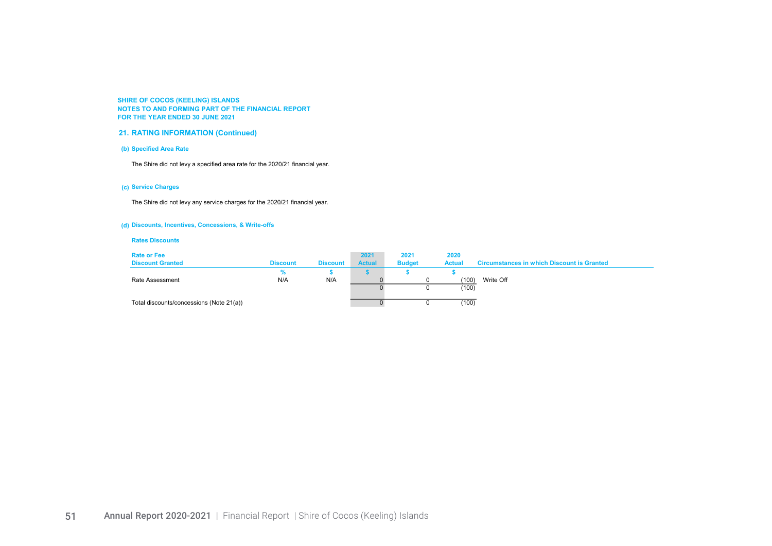SHIRE OF COCOS (KEELING) ISLANDS
NOTES TO AND FORMING PART OF THE FINANCIAL REPORT
FOR THE YEAR ENDED 30 JUNE 2021

## 21. RATING INFORMATION (Continued)

### (b) Specified Area Rate

The Shire did not levy a specified area rate for the 2020/21 financial year.

### (c) Service Charges

The Shire did not levy any service charges for the 2020/21 financial year.

### (d) Discounts, Incentives, Concessions, & Write-offs

**Rates Discounts**

| Rate or Fee Discount Granted | Discount | Discount | 2021 Actual | 2021 Budget | 2020 Actual | Circumstances in which Discount is Granted |
|---|---|---|---|---|---|---|
| | % | $ | $ | $ | $ | |
| Rate Assessment | N/A | N/A | 0 | 0 | (100) | Write Off |
| | | | 0 | 0 | (100) | |
| Total discounts/concessions (Note 21(a)) | | | 0 | 0 | (100) | |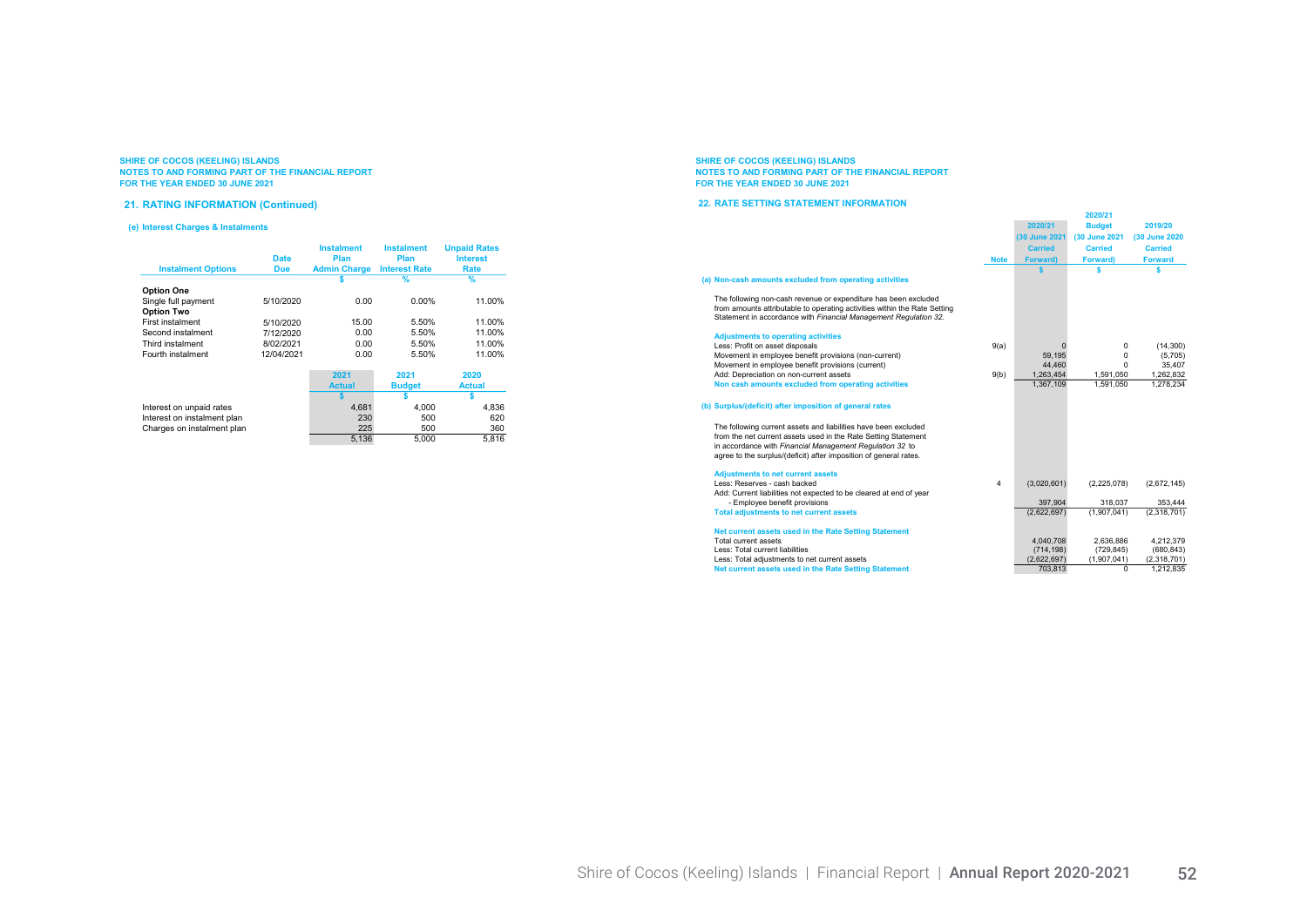SHIRE OF COCOS (KEELING) ISLANDS
NOTES TO AND FORMING PART OF THE FINANCIAL REPORT
FOR THE YEAR ENDED 30 JUNE 2021

## 21. RATING INFORMATION (Continued)

### (e) Interest Charges & Instalments

| Instalment Options | Date Due | Instalment Plan Admin Charge | Instalment Plan Interest Rate | Unpaid Rates Interest Rate |
|---|---|---|---|---|
| | | $ | % | % |
| **Option One** | | | | |
| Single full payment | 5/10/2020 | 0.00 | 0.00% | 11.00% |
| **Option Two** | | | | |
| First instalment | 5/10/2020 | 15.00 | 5.50% | 11.00% |
| Second instalment | 7/12/2020 | 0.00 | 5.50% | 11.00% |
| Third instalment | 8/02/2021 | 0.00 | 5.50% | 11.00% |
| Fourth instalment | 12/04/2021 | 0.00 | 5.50% | 11.00% |

| | 2021 Actual | 2021 Budget | 2020 Actual |
|---|---|---|---|
| | $ | $ | $ |
| Interest on unpaid rates | 4,681 | 4,000 | 4,836 |
| Interest on instalment plan | 230 | 500 | 620 |
| Charges on instalment plan | 225 | 500 | 360 |
| | 5,136 | 5,000 | 5,816 |

SHIRE OF COCOS (KEELING) ISLANDS
NOTES TO AND FORMING PART OF THE FINANCIAL REPORT
FOR THE YEAR ENDED 30 JUNE 2021

## 22. RATE SETTING STATEMENT INFORMATION

| | Note | 2020/21 (30 June 2021 Carried Forward) | 2020/21 Budget (30 June 2021 Carried Forward) | 2019/20 (30 June 2020 Carried Forward |
|---|---|---|---|---|
| | | $ | $ | $ |
| **(a) Non-cash amounts excluded from operating activities** | | | | |
| The following non-cash revenue or expenditure has been excluded from amounts attributable to operating activities within the Rate Setting Statement in accordance with *Financial Management Regulation 32.* | | | | |
| **Adjustments to operating activities** | | | | |
| Less: Profit on asset disposals | 9(a) | 0 | 0 | (14,300) |
| Movement in employee benefit provisions (non-current) | | 59,195 | 0 | (5,705) |
| Movement in employee benefit provisions (current) | | 44,460 | 0 | 35,407 |
| Add: Depreciation on non-current assets | 9(b) | 1,263,454 | 1,591,050 | 1,262,832 |
| **Non cash amounts excluded from operating activities** | | 1,367,109 | 1,591,050 | 1,278,234 |
| **(b) Surplus/(deficit) after imposition of general rates** | | | | |
| The following current assets and liabilities have been excluded from the net current assets used in the Rate Setting Statement in accordance with *Financial Management Regulation 32* to agree to the surplus/(deficit) after imposition of general rates. | | | | |
| **Adjustments to net current assets** | | | | |
| Less: Reserves - cash backed | 4 | (3,020,601) | (2,225,078) | (2,672,145) |
| Add: Current liabilities not expected to be cleared at end of year | | | | |
| - Employee benefit provisions | | 397,904 | 318,037 | 353,444 |
| **Total adjustments to net current assets** | | (2,622,697) | (1,907,041) | (2,318,701) |
| **Net current assets used in the Rate Setting Statement** | | | | |
| Total current assets | | 4,040,708 | 2,636,886 | 4,212,379 |
| Less: Total current liabilities | | (714,198) | (729,845) | (680,843) |
| Less: Total adjustments to net current assets | | (2,622,697) | (1,907,041) | (2,318,701) |
| **Net current assets used in the Rate Setting Statement** | | 703,813 | 0 | 1,212,835 |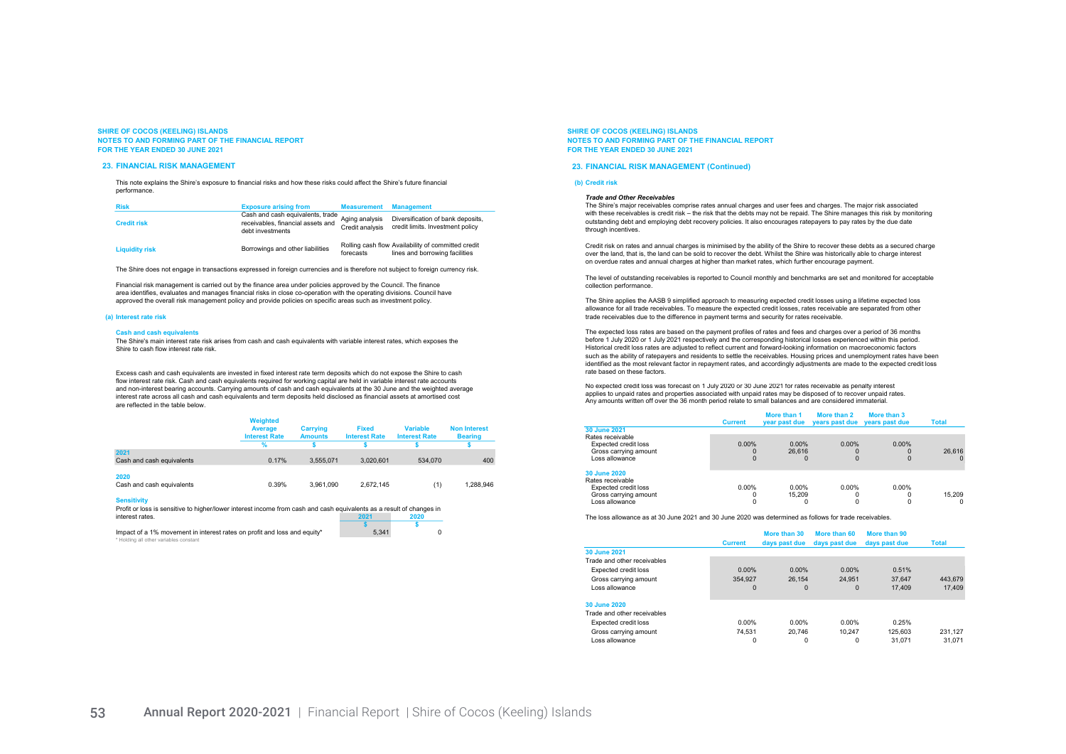## 23. FINANCIAL RISK MANAGEMENT

This note explains the Shire's exposure to financial risks and how these risks could affect the Shire's future financial performance.

| Risk | Exposure arising from | Measurement | Management |
|---|---|---|---|
| Credit risk | Cash and cash equivalents, trade receivables, financial assets and debt investments | Aging analysis Credit analysis | Diversification of bank deposits, credit limits. Investment policy |
| Liquidity risk | Borrowings and other liabilities | Rolling cash flow forecasts | Availability of committed credit lines and borrowing facilities |

The Shire does not engage in transactions expressed in foreign currencies and is therefore not subject to foreign currency risk.

Financial risk management is carried out by the finance area under policies approved by the Council. The finance area identifies, evaluates and manages financial risks in close co-operation with the operating divisions. Council have approved the overall risk management policy and provide policies on specific areas such as investment policy.

### (a) Interest rate risk

#### Cash and cash equivalents

The Shire's main interest rate risk arises from cash and cash equivalents with variable interest rates, which exposes the Shire to cash flow interest rate risk.

Excess cash and cash equivalents are invested in fixed interest rate term deposits which do not expose the Shire to cash flow interest rate risk. Cash and cash equivalents required for working capital are held in variable interest rate accounts and non-interest bearing accounts. Carrying amounts of cash and cash equivalents at the 30 June and the weighted average interest rate across all cash and cash equivalents and term deposits held disclosed as financial assets at amortised cost are reflected in the table below.

| | Weighted Average Interest Rate | Carrying Amounts | Fixed Interest Rate | Variable Interest Rate | Non Interest Bearing |
|---|---|---|---|---|---|
| | % | $ | $ | $ | $ |
| **2021** | | | | | |
| Cash and cash equivalents | 0.17% | 3,555,071 | 3,020,601 | 534,070 | 400 |
| **2020** | | | | | |
| Cash and cash equivalents | 0.39% | 3,961,090 | 2,672,145 | (1) | 1,288,946 |

#### Sensitivity

Profit or loss is sensitive to higher/lower interest income from cash and cash equivalents as a result of changes in interest rates.

| | 2021 | 2020 |
|---|---|---|
| | $ | $ |
| Impact of a 1% movement in interest rates on profit and loss and equity* | 5,341 | 0 |

\* Holding all other variables constant

## 23. FINANCIAL RISK MANAGEMENT (Continued)

### (b) Credit risk

#### *Trade and Other Receivables*

The Shire's major receivables comprise rates annual charges and user fees and charges. The major risk associated with these receivables is credit risk – the risk that the debts may not be repaid. The Shire manages this risk by monitoring outstanding debt and employing debt recovery policies. It also encourages ratepayers to pay rates by the due date through incentives.

Credit risk on rates and annual charges is minimised by the ability of the Shire to recover these debts as a secured charge over the land, that is, the land can be sold to recover the debt. Whilst the Shire was historically able to charge interest on overdue rates and annual charges at higher than market rates, which further encourage payment.

The level of outstanding receivables is reported to Council monthly and benchmarks are set and monitored for acceptable collection performance.

The Shire applies the AASB 9 simplified approach to measuring expected credit losses using a lifetime expected loss allowance for all trade receivables. To measure the expected credit losses, rates receivable are separated from other trade receivables due to the difference in payment terms and security for rates receivable.

The expected loss rates are based on the payment profiles of rates and fees and charges over a period of 36 months before 1 July 2020 or 1 July 2021 respectively and the corresponding historical losses experienced within this period. Historical credit loss rates are adjusted to reflect current and forward-looking information on macroeconomic factors such as the ability of ratepayers and residents to settle the receivables. Housing prices and unemployment rates have been identified as the most relevant factor in repayment rates, and accordingly adjustments are made to the expected credit loss rate based on these factors.

No expected credit loss was forecast on 1 July 2020 or 30 June 2021 for rates receivable as penalty interest applies to unpaid rates and properties associated with unpaid rates may be disposed of to recover unpaid rates. Any amounts written off over the 36 month period relate to small balances and are considered immaterial.

| | Current | More than 1 year past due | More than 2 years past due | More than 3 years past due | Total |
|---|---|---|---|---|---|
| **30 June 2021** | | | | | |
| Rates receivable | | | | | |
| Expected credit loss | 0.00% | 0.00% | 0.00% | 0.00% | |
| Gross carrying amount | 0 | 26,616 | 0 | 0 | 26,616 |
| Loss allowance | 0 | 0 | 0 | 0 | 0 |
| **30 June 2020** | | | | | |
| Rates receivable | | | | | |
| Expected credit loss | 0.00% | 0.00% | 0.00% | 0.00% | |
| Gross carrying amount | 0 | 15,209 | 0 | 0 | 15,209 |
| Loss allowance | 0 | 0 | 0 | 0 | 0 |

The loss allowance as at 30 June 2021 and 30 June 2020 was determined as follows for trade receivables.

| | Current | More than 30 days past due | More than 60 days past due | More than 90 days past due | Total |
|---|---|---|---|---|---|
| **30 June 2021** | | | | | |
| Trade and other receivables | | | | | |
| Expected credit loss | 0.00% | 0.00% | 0.00% | 0.51% | |
| Gross carrying amount | 354,927 | 26,154 | 24,951 | 37,647 | 443,679 |
| Loss allowance | 0 | 0 | 0 | 17,409 | 17,409 |
| **30 June 2020** | | | | | |
| Trade and other receivables | | | | | |
| Expected credit loss | 0.00% | 0.00% | 0.00% | 0.25% | |
| Gross carrying amount | 74,531 | 20,746 | 10,247 | 125,603 | 231,127 |
| Loss allowance | 0 | 0 | 0 | 31,071 | 31,071 |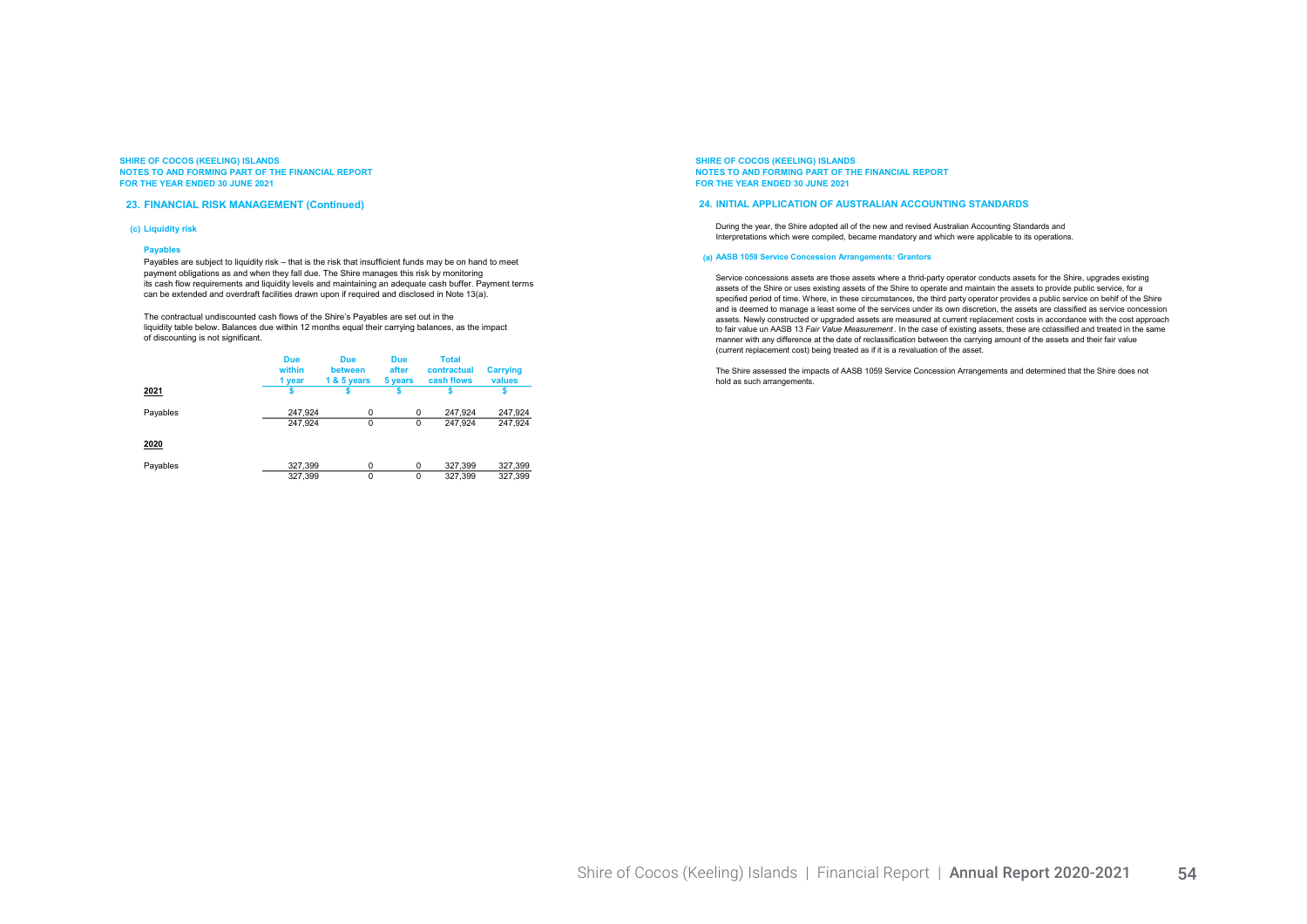## 23. FINANCIAL RISK MANAGEMENT (Continued)

### (c) Liquidity risk

**Payables**

Payables are subject to liquidity risk – that is the risk that insufficient funds may be on hand to meet payment obligations as and when they fall due. The Shire manages this risk by monitoring its cash flow requirements and liquidity levels and maintaining an adequate cash buffer. Payment terms can be extended and overdraft facilities drawn upon if required and disclosed in Note 13(a).

The contractual undiscounted cash flows of the Shire's Payables are set out in the liquidity table below. Balances due within 12 months equal their carrying balances, as the impact of discounting is not significant.

| | Due within 1 year | Due between 1 & 5 years | Due after 5 years | Total contractual cash flows | Carrying values |
|---|---|---|---|---|---|
| **2021** | $ | $ | $ | $ | $ |
| Payables | 247,924 | 0 | 0 | 247,924 | 247,924 |
| | 247,924 | 0 | 0 | 247,924 | 247,924 |
| **2020** | | | | | |
| Payables | 327,399 | 0 | 0 | 327,399 | 327,399 |
| | 327,399 | 0 | 0 | 327,399 | 327,399 |

## 24. INITIAL APPLICATION OF AUSTRALIAN ACCOUNTING STANDARDS

During the year, the Shire adopted all of the new and revised Australian Accounting Standards and Interpretations which were compiled, became mandatory and which were applicable to its operations.

### (a) AASB 1059 Service Concession Arrangements: Grantors

Service concessions assets are those assets where a thrid-party operator conducts assets for the Shire, upgrades existing assets of the Shire or uses existing assets of the Shire to operate and maintain the assets to provide public service, for a specified period of time. Where, in these circumstances, the third party operator provides a public service on behlf of the Shire and is deemed to manage a least some of the services under its own discretion, the assets are classified as service concession assets. Newly constructed or upgraded assets are measured at current replacement costs in accordance with the cost approach to fair value un AASB 13 *Fair Value Measurement*. In the case of existing assets, these are cclassified and treated in the same manner with any difference at the date of reclassification between the carrying amount of the assets and their fair value (current replacement cost) being treated as if it is a revaluation of the asset.

The Shire assessed the impacts of AASB 1059 Service Concession Arrangements and determined that the Shire does not hold as such arrangements.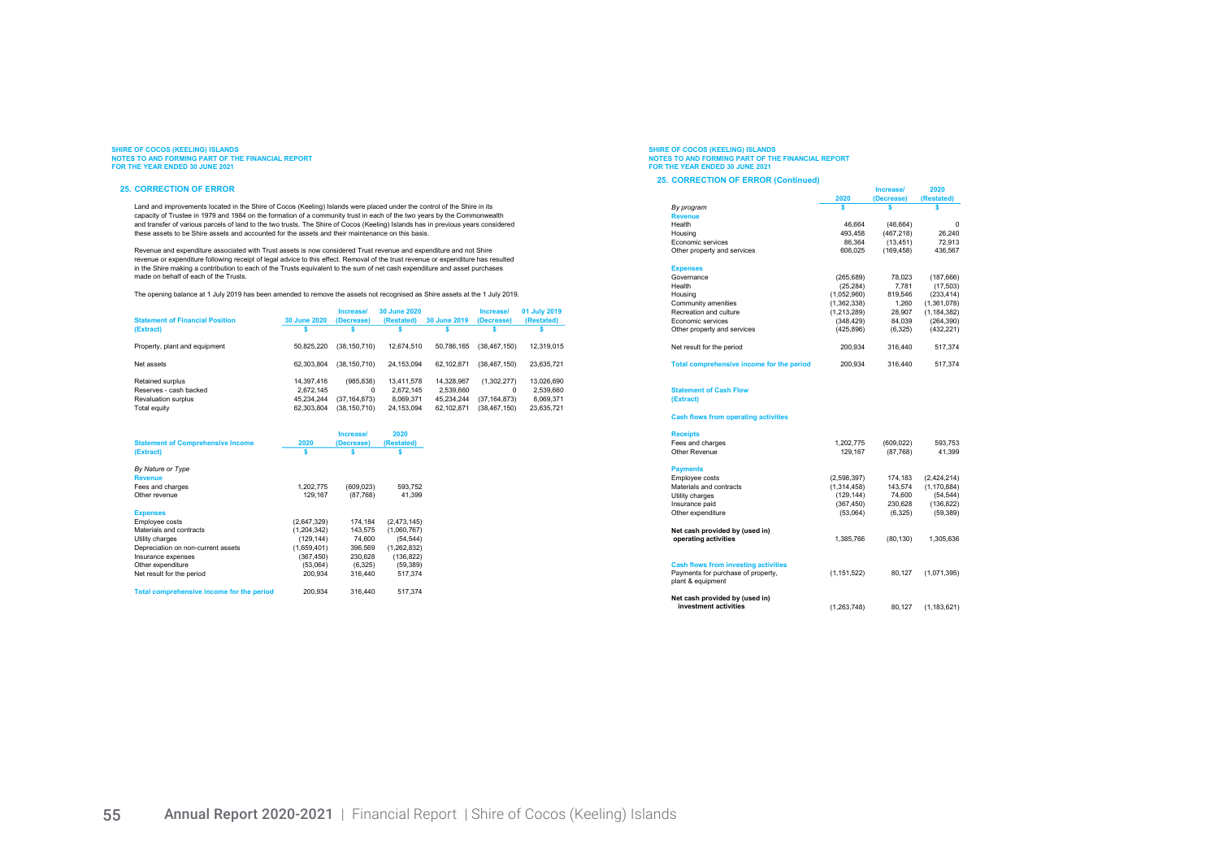SHIRE OF COCOS (KEELING) ISLANDS
NOTES TO AND FORMING PART OF THE FINANCIAL REPORT
FOR THE YEAR ENDED 30 JUNE 2021

## 25. CORRECTION OF ERROR

Land and improvements located in the Shire of Cocos (Keeling) Islands were placed under the control of the Shire in its capacity of Trustee in 1979 and 1984 on the formation of a community trust in each of the two years by the Commonwealth and transfer of various parcels of land to the two trusts. The Shire of Cocos (Keeling) Islands has in previous years considered these assets to be Shire assets and accounted for the assets and their maintenance on this basis.

Revenue and expenditure associated with Trust assets is now considered Trust revenue and expenditure and not Shire revenue or expenditure following receipt of legal advice to this effect. Removal of the trust revenue or expenditure has resulted in the Shire making a contribution to each of the Trusts equivalent to the sum of net cash expenditure and asset purchases made on behalf of each of the Trusts.

The opening balance at 1 July 2019 has been amended to remove the assets not recognised as Shire assets at the 1 July 2019.

| Statement of Financial Position (Extract) | 30 June 2020 | Increase/ (Decrease) | 30 June 2020 (Restated) | 30 June 2019 | Increase/ (Decrease) | 01 July 2019 (Restated) |
|---|---|---|---|---|---|---|
| | $ | $ | $ | $ | $ | $ |
| Property, plant and equipment | 50,825,220 | (38,150,710) | 12,674,510 | 50,786,165 | (38,467,150) | 12,319,015 |
| Net assets | 62,303,804 | (38,150,710) | 24,153,094 | 62,102,871 | (38,467,150) | 23,635,721 |
| Retained surplus | 14,397,416 | (985,838) | 13,411,578 | 14,328,967 | (1,302,277) | 13,026,690 |
| Reserves - cash backed | 2,672,145 | 0 | 2,672,145 | 2,539,660 | 0 | 2,539,660 |
| Revaluation surplus | 45,234,244 | (37,164,873) | 8,069,371 | 45,234,244 | (37,164,873) | 8,069,371 |
| Total equity | 62,303,804 | (38,150,710) | 24,153,094 | 62,102,871 | (38,467,150) | 23,635,721 |

| Statement of Comprehensive Income (Extract) | 2020 | Increase/ (Decrease) | 2020 (Restated) |
|---|---|---|---|
| | $ | $ | $ |
| *By Nature or Type* | | | |
| **Revenue** | | | |
| Fees and charges | 1,202,775 | (609,023) | 593,752 |
| Other revenue | 129,167 | (87,768) | 41,399 |
| **Expenses** | | | |
| Employee costs | (2,647,329) | 174,184 | (2,473,145) |
| Materials and contracts | (1,204,342) | 143,575 | (1,060,767) |
| Utility charges | (129,144) | 74,600 | (54,544) |
| Depreciation on non-current assets | (1,659,401) | 396,569 | (1,262,832) |
| Insurance expenses | (367,450) | 230,628 | (136,822) |
| Other expenditure | (53,064) | (6,325) | (59,389) |
| Net result for the period | 200,934 | 316,440 | 517,374 |
| **Total comprehensive income for the period** | 200,934 | 316,440 | 517,374 |

SHIRE OF COCOS (KEELING) ISLANDS
NOTES TO AND FORMING PART OF THE FINANCIAL REPORT
FOR THE YEAR ENDED 30 JUNE 2021

## 25. CORRECTION OF ERROR (Continued)

| | 2020 | Increase/ (Decrease) | 2020 (Restated) |
|---|---|---|---|
| | $ | $ | $ |
| *By program* | | | |
| **Revenue** | | | |
| Health | 46,664 | (46,664) | 0 |
| Housing | 493,458 | (467,218) | 26,240 |
| Economic services | 86,364 | (13,451) | 72,913 |
| Other property and services | 606,025 | (169,458) | 436,567 |
| **Expenses** | | | |
| Governance | (265,689) | 78,023 | (187,666) |
| Health | (25,284) | 7,781 | (17,503) |
| Housing | (1,052,960) | 819,546 | (233,414) |
| Community amenities | (1,362,338) | 1,260 | (1,361,078) |
| Recreation and culture | (1,213,289) | 28,907 | (1,184,382) |
| Economic services | (348,429) | 84,039 | (264,390) |
| Other property and services | (425,896) | (6,325) | (432,221) |
| Net result for the period | 200,934 | 316,440 | 517,374 |
| **Total comprehensive income for the period** | 200,934 | 316,440 | 517,374 |

| Statement of Cash Flow (Extract) | 2020 | Increase/ (Decrease) | 2020 (Restated) |
|---|---|---|---|
| **Cash flows from operating activities** | | | |
| **Receipts** | | | |
| Fees and charges | 1,202,775 | (609,022) | 593,753 |
| Other Revenue | 129,167 | (87,768) | 41,399 |
| **Payments** | | | |
| Employee costs | (2,598,397) | 174,183 | (2,424,214) |
| Materials and contracts | (1,314,458) | 143,574 | (1,170,884) |
| Utility charges | (129,144) | 74,600 | (54,544) |
| Insurance paid | (367,450) | 230,628 | (136,822) |
| Other expenditure | (53,064) | (6,325) | (59,389) |
| **Net cash provided by (used in) operating activities** | 1,385,766 | (80,130) | 1,305,636 |
| **Cash flows from investing activities** | | | |
| Payments for purchase of property, plant & equipment | (1,151,522) | 80,127 | (1,071,395) |
| **Net cash provided by (used in) investment activities** | (1,263,748) | 80,127 | (1,183,621) |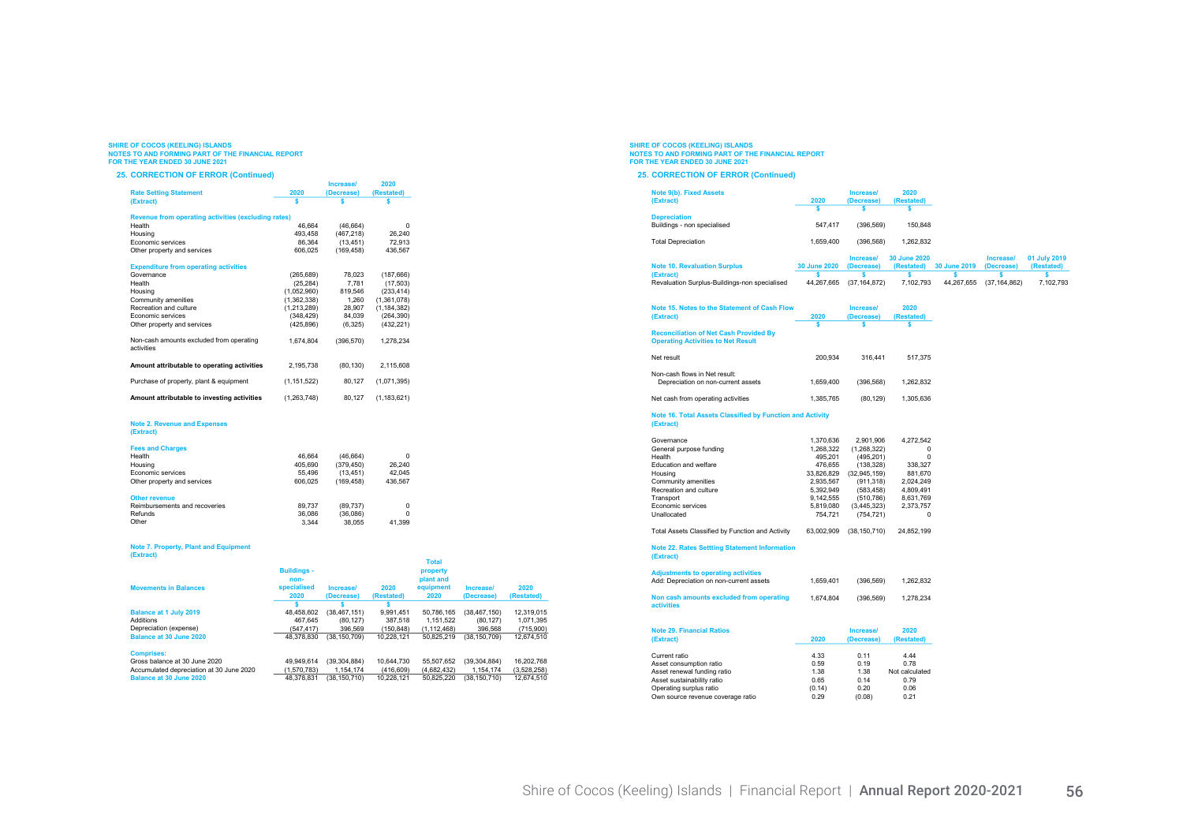SHIRE OF COCOS (KEELING) ISLANDS
NOTES TO AND FORMING PART OF THE FINANCIAL REPORT
FOR THE YEAR ENDED 30 JUNE 2021

## 25. CORRECTION OF ERROR (Continued)

| Rate Setting Statement (Extract) | 2020 | Increase/ (Decrease) | 2020 (Restated) |
|---|---|---|---|
| | $ | $ | $ |
| **Revenue from operating activities (excluding rates)** | | | |
| Health | 46,664 | (46,664) | 0 |
| Housing | 493,458 | (467,218) | 26,240 |
| Economic services | 86,364 | (13,451) | 72,913 |
| Other property and services | 606,025 | (169,458) | 436,567 |
| **Expenditure from operating activities** | | | |
| Governance | (265,689) | 78,023 | (187,666) |
| Health | (25,284) | 7,781 | (17,503) |
| Housing | (1,052,960) | 819,546 | (233,414) |
| Community amenities | (1,362,338) | 1,260 | (1,361,078) |
| Recreation and culture | (1,213,289) | 28,907 | (1,184,382) |
| Economic services | (348,429) | 84,039 | (264,390) |
| Other property and services | (425,896) | (6,325) | (432,221) |
| Non-cash amounts excluded from operating activities | 1,674,804 | (396,570) | 1,278,234 |
| **Amount attributable to operating activities** | 2,195,738 | (80,130) | 2,115,608 |
| Purchase of property, plant & equipment | (1,151,522) | 80,127 | (1,071,395) |
| **Amount attributable to investing activities** | (1,263,748) | 80,127 | (1,183,621) |

### Note 2. Revenue and Expenses (Extract)

| | | | |
|---|---|---|---|
| **Fees and Charges** | | | |
| Health | 46,664 | (46,664) | 0 |
| Housing | 405,690 | (379,450) | 26,240 |
| Economic services | 55,496 | (13,451) | 42,045 |
| Other property and services | 606,025 | (169,458) | 436,567 |
| **Other revenue** | | | |
| Reimbursements and recoveries | 89,737 | (89,737) | 0 |
| Refunds | 36,086 | (36,086) | 0 |
| Other | 3,344 | 38,055 | 41,399 |

### Note 7. Property, Plant and Equipment (Extract)

| Movements in Balances | Buildings - non-specialised 2020 | Increase/ (Decrease) | 2020 (Restated) | Total property plant and equipment 2020 | Increase/ (Decrease) | 2020 (Restated) |
|---|---|---|---|---|---|---|
| | $ | $ | $ | | | |
| **Balance at 1 July 2019** | 48,458,602 | (38,467,151) | 9,991,451 | 50,786,165 | (38,467,150) | 12,319,015 |
| Additions | 467,645 | (80,127) | 387,518 | 1,151,522 | (80,127) | 1,071,395 |
| Depreciation (expense) | (547,417) | 396,569 | (150,848) | (1,112,468) | 396,568 | (715,900) |
| **Balance at 30 June 2020** | 48,378,830 | (38,150,709) | 10,228,121 | 50,825,219 | (38,150,709) | 12,674,510 |
| **Comprises:** | | | | | | |
| Gross balance at 30 June 2020 | 49,949,614 | (39,304,884) | 10,644,730 | 55,507,652 | (39,304,884) | 16,202,768 |
| Accumulated depreciation at 30 June 2020 | (1,570,783) | 1,154,174 | (416,609) | (4,682,432) | 1,154,174 | (3,528,258) |
| **Balance at 30 June 2020** | 48,378,831 | (38,150,710) | 10,228,121 | 50,825,220 | (38,150,710) | 12,674,510 |

SHIRE OF COCOS (KEELING) ISLANDS
NOTES TO AND FORMING PART OF THE FINANCIAL REPORT
FOR THE YEAR ENDED 30 JUNE 2021

## 25. CORRECTION OF ERROR (Continued)

| Note 9(b). Fixed Assets (Extract) | 2020 | Increase/ (Decrease) | 2020 (Restated) |
|---|---|---|---|
| | $ | $ | $ |
| **Depreciation** | | | |
| Buildings - non specialised | 547,417 | (396,569) | 150,848 |
| Total Depreciation | 1,659,400 | (396,568) | 1,262,832 |

| Note 10. Revaluation Surplus (Extract) | 30 June 2020 | Increase/ (Decrease) | 30 June 2020 (Restated) | 30 June 2019 | Increase/ (Decrease) | 01 July 2019 (Restated) |
|---|---|---|---|---|---|---|
| | $ | $ | $ | $ | $ | $ |
| Revaluation Surplus-Buildings-non specialised | 44,267,665 | (37,164,872) | 7,102,793 | 44,267,655 | (37,164,862) | 7,102,793 |

| Note 15. Notes to the Statement of Cash Flow (Extract) | 2020 | Increase/ (Decrease) | 2020 (Restated) |
|---|---|---|---|
| | $ | $ | $ |
| **Reconciliation of Net Cash Provided By Operating Activities to Net Result** | | | |
| Net result | 200,934 | 316,441 | 517,375 |
| Non-cash flows in Net result: | | | |
| Depreciation on non-current assets | 1,659,400 | (396,568) | 1,262,832 |
| Net cash from operating activities | 1,385,765 | (80,129) | 1,305,636 |

### Note 16. Total Assets Classified by Function and Activity (Extract)

| | | | |
|---|---|---|---|
| Governance | 1,370,636 | 2,901,906 | 4,272,542 |
| General purpose funding | 1,268,322 | (1,268,322) | 0 |
| Health | 495,201 | (495,201) | 0 |
| Education and welfare | 476,655 | (138,328) | 338,327 |
| Housing | 33,826,829 | (32,945,159) | 881,670 |
| Community amenities | 2,935,567 | (911,318) | 2,024,249 |
| Recreation and culture | 5,392,949 | (583,458) | 4,809,491 |
| Transport | 9,142,555 | (510,786) | 8,631,769 |
| Economic services | 5,819,080 | (3,445,323) | 2,373,757 |
| Unallocated | 754,721 | (754,721) | 0 |
| Total Assets Classified by Function and Activity | 63,002,909 | (38,150,710) | 24,852,199 |

### Note 22. Rates Settting Statement Information (Extract)

| | | | |
|---|---|---|---|
| **Adjustments to operating activities** | | | |
| Add: Depreciation on non-current assets | 1,659,401 | (396,569) | 1,262,832 |
| **Non cash amounts excluded from operating activities** | 1,674,804 | (396,569) | 1,278,234 |

| Note 29. Financial Ratios (Extract) | 2020 | Increase/ (Decrease) | 2020 (Restated) |
|---|---|---|---|
| Current ratio | 4.33 | 0.11 | 4.44 |
| Asset consumption ratio | 0.59 | 0.19 | 0.78 |
| Asset renewal funding ratio | 1.38 | 1.38 | Not calculated |
| Asset sustainability ratio | 0.65 | 0.14 | 0.79 |
| Operating surplus ratio | (0.14) | 0.20 | 0.06 |
| Own source revenue coverage ratio | 0.29 | (0.08) | 0.21 |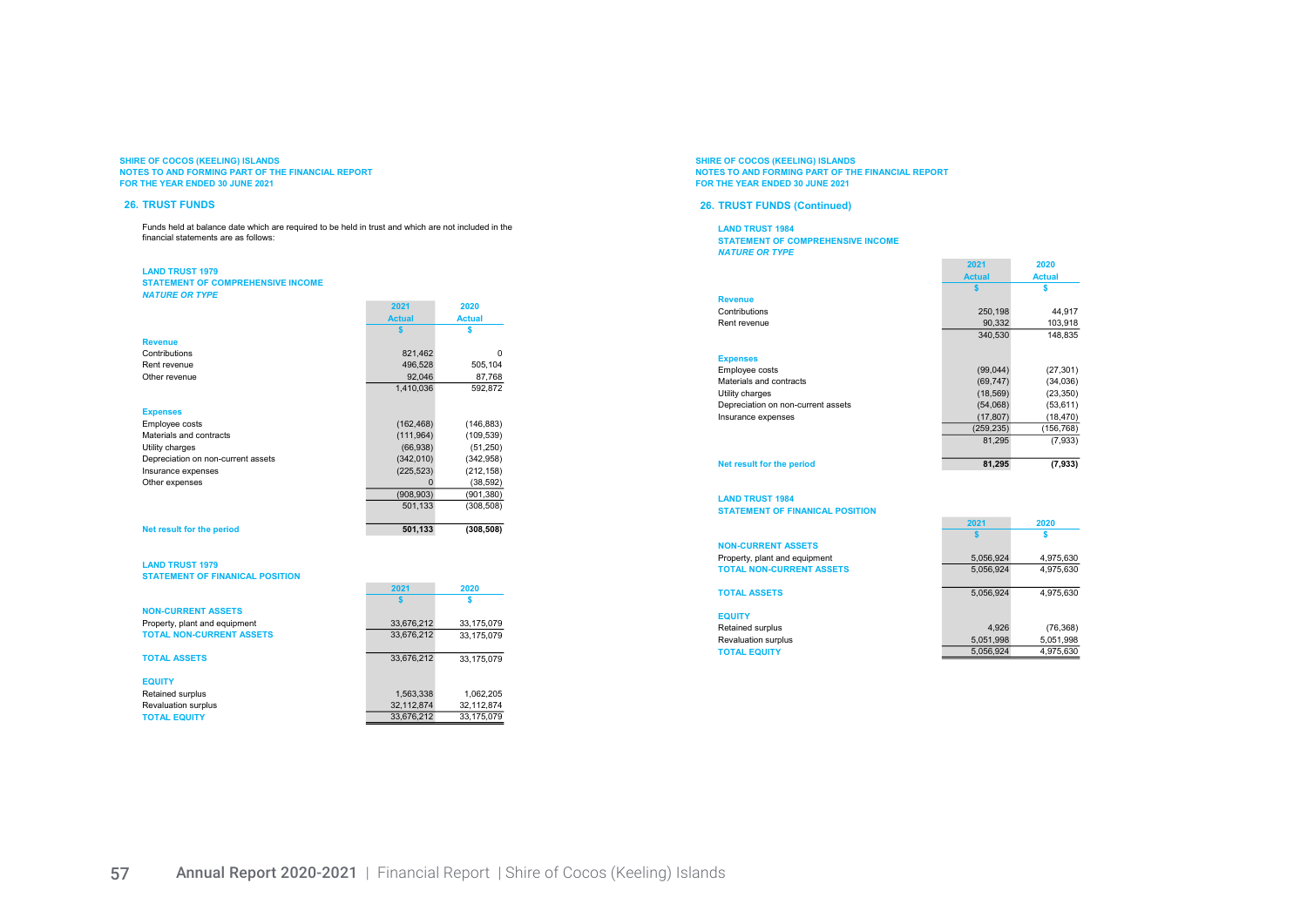SHIRE OF COCOS (KEELING) ISLANDS
NOTES TO AND FORMING PART OF THE FINANCIAL REPORT
FOR THE YEAR ENDED 30 JUNE 2021

## 26. TRUST FUNDS

Funds held at balance date which are required to be held in trust and which are not included in the financial statements are as follows:

### LAND TRUST 1979
### STATEMENT OF COMPREHENSIVE INCOME
***NATURE OR TYPE***

| | 2021 Actual | 2020 Actual |
|---|---|---|
| | $ | $ |
| **Revenue** | | |
| Contributions | 821,462 | 0 |
| Rent revenue | 496,528 | 505,104 |
| Other revenue | 92,046 | 87,768 |
| | 1,410,036 | 592,872 |
| **Expenses** | | |
| Employee costs | (162,468) | (146,883) |
| Materials and contracts | (111,964) | (109,539) |
| Utility charges | (66,938) | (51,250) |
| Depreciation on non-current assets | (342,010) | (342,958) |
| Insurance expenses | (225,523) | (212,158) |
| Other expenses | 0 | (38,592) |
| | (908,903) | (901,380) |
| | 501,133 | (308,508) |
| **Net result for the period** | **501,133** | **(308,508)** |

### LAND TRUST 1979
### STATEMENT OF FINANICAL POSITION

| | 2021 | 2020 |
|---|---|---|
| | $ | $ |
| **NON-CURRENT ASSETS** | | |
| Property, plant and equipment | 33,676,212 | 33,175,079 |
| **TOTAL NON-CURRENT ASSETS** | 33,676,212 | 33,175,079 |
| **TOTAL ASSETS** | 33,676,212 | 33,175,079 |
| **EQUITY** | | |
| Retained surplus | 1,563,338 | 1,062,205 |
| Revaluation surplus | 32,112,874 | 32,112,874 |
| **TOTAL EQUITY** | 33,676,212 | 33,175,079 |

SHIRE OF COCOS (KEELING) ISLANDS
NOTES TO AND FORMING PART OF THE FINANCIAL REPORT
FOR THE YEAR ENDED 30 JUNE 2021

## 26. TRUST FUNDS (Continued)

### LAND TRUST 1984
### STATEMENT OF COMPREHENSIVE INCOME
***NATURE OR TYPE***

| | 2021 Actual | 2020 Actual |
|---|---|---|
| | $ | $ |
| **Revenue** | | |
| Contributions | 250,198 | 44,917 |
| Rent revenue | 90,332 | 103,918 |
| | 340,530 | 148,835 |
| **Expenses** | | |
| Employee costs | (99,044) | (27,301) |
| Materials and contracts | (69,747) | (34,036) |
| Utility charges | (18,569) | (23,350) |
| Depreciation on non-current assets | (54,068) | (53,611) |
| Insurance expenses | (17,807) | (18,470) |
| | (259,235) | (156,768) |
| | 81,295 | (7,933) |
| **Net result for the period** | **81,295** | **(7,933)** |

### LAND TRUST 1984
### STATEMENT OF FINANICAL POSITION

| | 2021 | 2020 |
|---|---|---|
| | $ | $ |
| **NON-CURRENT ASSETS** | | |
| Property, plant and equipment | 5,056,924 | 4,975,630 |
| **TOTAL NON-CURRENT ASSETS** | 5,056,924 | 4,975,630 |
| **TOTAL ASSETS** | 5,056,924 | 4,975,630 |
| **EQUITY** | | |
| Retained surplus | 4,926 | (76,368) |
| Revaluation surplus | 5,051,998 | 5,051,998 |
| **TOTAL EQUITY** | 5,056,924 | 4,975,630 |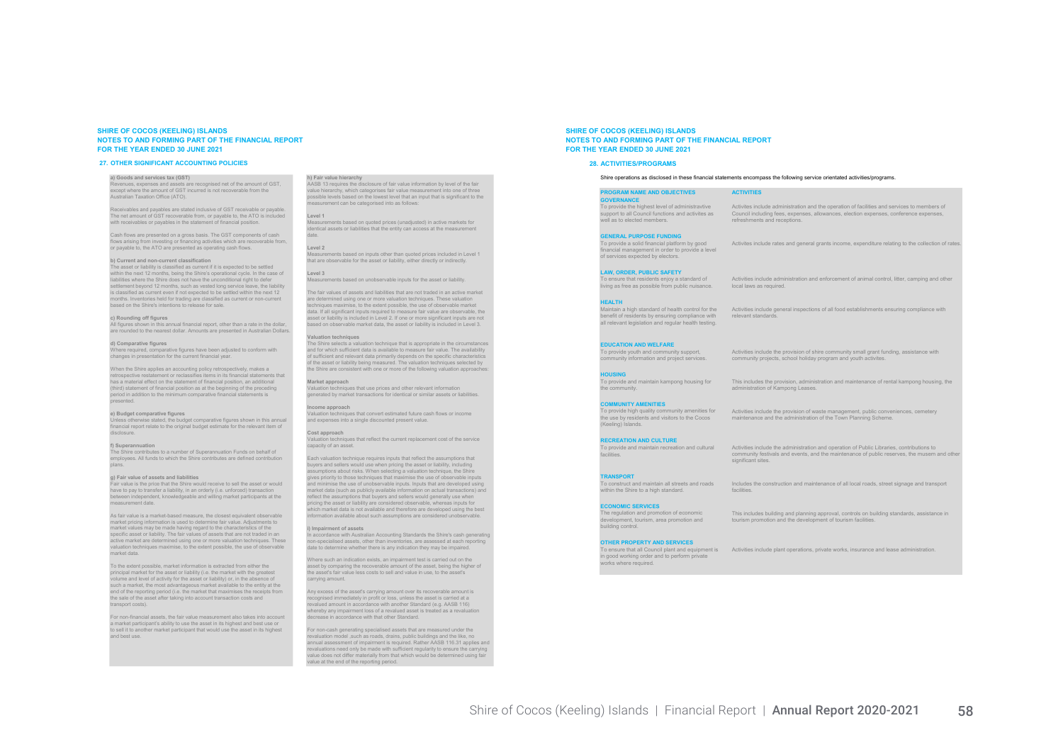## 27. OTHER SIGNIFICANT ACCOUNTING POLICIES

**a) Goods and services tax (GST)**
Revenues, expenses and assets are recognised net of the amount of GST, except where the amount of GST incurred is not recoverable from the Australian Taxation Office (ATO).

Receivables and payables are stated inclusive of GST receivable or payable. The net amount of GST recoverable from, or payable to, the ATO is included with receivables or payables in the statement of financial position.

Cash flows are presented on a gross basis. The GST components of cash flows arising from investing or financing activities which are recoverable from, or payable to, the ATO are presented as operating cash flows.

**b) Current and non-current classification**
The asset or liability is classified as current if it is expected to be settled within the next 12 months, being the Shire's operational cycle. In the case of liabilities where the Shire does not have the unconditional right to defer settlement beyond 12 months, such as vested long service leave, the liability is classified as current even if not expected to be settled within the next 12 months. Inventories held for trading are classified as current or non-current based on the Shire's intentions to release for sale.

**c) Rounding off figures**
All figures shown in this annual financial report, other than a rate in the dollar, are rounded to the nearest dollar. Amounts are presented in Australian Dollars.

**d) Comparative figures**
Where required, comparative figures have been adjusted to conform with changes in presentation for the current financial year.

When the Shire applies an accounting policy retrospectively, makes a retrospective restatement or reclassifies items in its financial statements that has a material effect on the statement of financial position, an additional (third) statement of financial position as at the beginning of the preceding period in addition to the minimum comparative financial statements is presented.

**e) Budget comparative figures**
Unless otherwise stated, the budget comparative figures shown in this annual financial report relate to the original budget estimate for the relevant item of disclosure.

**f) Superannuation**
The Shire contributes to a number of Superannuation Funds on behalf of employees. All funds to which the Shire contributes are defined contribution plans.

**g) Fair value of assets and liabilities**
Fair value is the price that the Shire would receive to sell the asset or would have to pay to transfer a liability, in an orderly (i.e. unforced) transaction between independent, knowledgeable and willing market participants at the measurement date.

As fair value is a market-based measure, the closest equivalent observable market pricing information is used to determine fair value. Adjustments to market values may be made having regard to the characteristics of the specific asset or liability. The fair values of assets that are not traded in an active market are determined using one or more valuation techniques. These valuation techniques maximise, to the extent possible, the use of observable market data.

To the extent possible, market information is extracted from either the principal market for the asset or liability (i.e. the market with the greatest volume and level of activity for the asset or liability) or, in the absence of such a market, the most advantageous market available to the entity at the end of the reporting period (i.e. the market that maximises the receipts from the sale of the asset after taking into account transaction costs and transport costs).

For non-financial assets, the fair value measurement also takes into account a market participant's ability to use the asset in its highest and best use or to sell it to another market participant that would use the asset in its highest and best use.

**h) Fair value hierarchy**
AASB 13 requires the disclosure of fair value information by level of the fair value hierarchy, which categorises fair value measurement into one of three possible levels based on the lowest level that an input that is significant to the measurement can be categorised into as follows:

**Level 1**
Measurements based on quoted prices (unadjusted) in active markets for identical assets or liabilities that the entity can access at the measurement date.

**Level 2**
Measurements based on inputs other than quoted prices included in Level 1 that are observable for the asset or liability, either directly or indirectly.

**Level 3**
Measurements based on unobservable inputs for the asset or liability.

The fair values of assets and liabilities that are not traded in an active market are determined using one or more valuation techniques. These valuation techniques maximise, to the extent possible, the use of observable market data. If all significant inputs required to measure fair value are observable, the asset or liability is included in Level 2. If one or more significant inputs are not based on observable market data, the asset or liability is included in Level 3.

**Valuation techniques**
The Shire selects a valuation technique that is appropriate in the circumstances and for which sufficient data is available to measure fair value. The availability of sufficient and relevant data primarily depends on the specific characteristics of the asset or liability being measured. The valuation techniques selected by the Shire are consistent with one or more of the following valuation approaches:

**Market approach**
Valuation techniques that use prices and other relevant information generated by market transactions for identical or similar assets or liabilities.

**Income approach**
Valuation techniques that convert estimated future cash flows or income and expenses into a single discounted present value.

**Cost approach**
Valuation techniques that reflect the current replacement cost of the service capacity of an asset.

Each valuation technique requires inputs that reflect the assumptions that buyers and sellers would use when pricing the asset or liability, including assumptions about risks. When selecting a valuation technique, the Shire gives priority to those techniques that maximise the use of observable inputs and minimise the use of unobservable inputs. Inputs that are developed using market data (such as publicly available information on actual transactions) and reflect the assumptions that buyers and sellers would generally use when pricing the asset or liability are considered observable, whereas inputs for which market data is not available and therefore are developed using the best information available about such assumptions are considered unobservable.

**i) Impairment of assets**
In accordance with Australian Accounting Standards the Shire's cash generating non-specialised assets, other than inventories, are assessed at each reporting date to determine whether there is any indication they may be impaired.

Where such an indication exists, an impairment test is carried out on the asset by comparing the recoverable amount of the asset, being the higher of the asset's fair value less costs to sell and value in use, to the asset's carrying amount.

Any excess of the asset's carrying amount over its recoverable amount is recognised immediately in profit or loss, unless the asset is carried at a revalued amount in accordance with another Standard (e.g. AASB 116) whereby any impairment loss of a revalued asset is treated as a revaluation decrease in accordance with that other Standard.

For non-cash generating specialised assets that are measured under the revaluation model ,such as roads, drains, public buildings and the like, no annual assessment of impairment is required. Rather AASB 116.31 applies and revaluations need only be made with sufficient regularity to ensure the carrying value does not differ materially from that which would be determined using fair value at the end of the reporting period.

## 28. ACTIVITIES/PROGRAMS

Shire operations as disclosed in these financial statements encompass the following service orientated activities/programs.

| PROGRAM NAME AND OBJECTIVES | ACTIVITIES |
|---|---|
| **GOVERNANCE**<br>To provide the highest level of administrative support to all Council functions and activities as well as to elected members. | Activites include administration and the operation of facilities and services to members of Council including fees, expenses, allowances, election expenses, conference expenses, refreshments and receptions. |
| **GENERAL PURPOSE FUNDING**<br>To provide a solid financial platform by good financial management in order to provide a level of services expected by electors. | Activites include rates and general grants income, expenditure relating to the collection of rates. |
| **LAW, ORDER, PUBLIC SAFETY**<br>To ensure that residents enjoy a standard of living as free as possible from public nuisance. | Activities include administration and enforcement of animal control, litter, camping and other local laws as required. |
| **HEALTH**<br>Maintain a high standard of health control for the benefit of residents by ensuring compliance with all relevant legislation and regular health testing. | Activities include general inspections of all food establishments ensuring compliance with relevant standards. |
| **EDUCATION AND WELFARE**<br>To provide youth and community support, community information and project services. | Activities include the provision of shire community small grant funding, assistance with community projects, school holiday program and youth activites. |
| **HOUSING**<br>To provide and maintain kampong housing for the community. | This includes the provision, administration and maintenance of rental kampong housing, the administration of Kampong Leases. |
| **COMMUNITY AMENITIES**<br>To provide high quality community amenities for the use by residents and visitors to the Cocos (Keeling) Islands. | Activities include the provision of waste management, public conveniences, cemetery maintenance and the administration of the Town Planning Scheme. |
| **RECREATION AND CULTURE**<br>To provide and maintain recreation and cultural facilities. | Activities include the administration and operation of Public Libraries, contributions to community festivals and events, and the maintenance of public reserves, the musem and other significant sites. |
| **TRANSPORT**<br>To construct and maintain all streets and roads within the Shire to a high standard. | Includes the construction and maintenance of all local roads, street signage and transport facilities. |
| **ECONOMIC SERVICES**<br>The regulation and promotion of economic development, tourism, area promotion and building control. | This includes building and planning approval, controls on building standards, assistance in tourism promotion and the development of tourism facilities. |
| **OTHER PROPERTY AND SERVICES**<br>To ensure that all Council plant and equipment is in good working order and to perform private works where required. | Activities include plant operations, private works, insurance and lease administration. |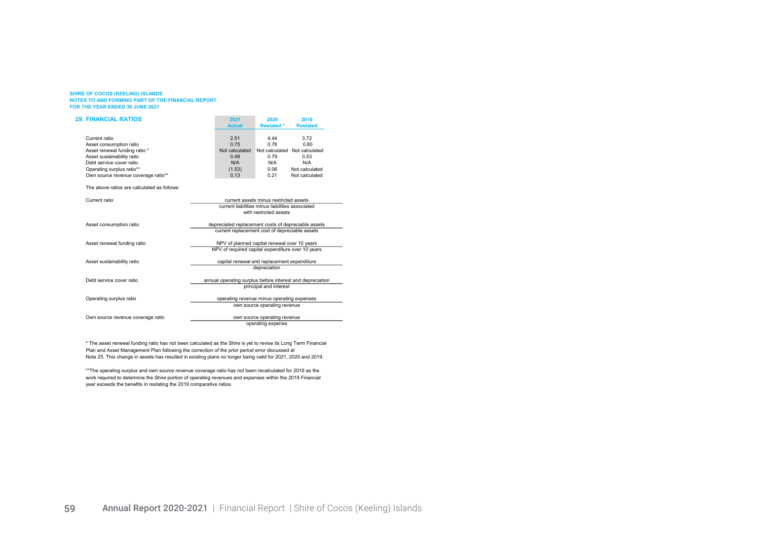**SHIRE OF COCOS (KEELING) ISLANDS**
**NOTES TO AND FORMING PART OF THE FINANCIAL REPORT**
**FOR THE YEAR ENDED 30 JUNE 2021**

## 29. FINANCIAL RATIOS

| | 2021 Actual | 2020 Restated * | 2019 Restated |
|---|---|---|---|
| Current ratio | 2.51 | 4.44 | 3.72 |
| Asset consumption ratio | 0.75 | 0.78 | 0.80 |
| Asset renewal funding ratio * | Not calculated | Not calculated | Not calculated |
| Asset sustainability ratio | 0.48 | 0.79 | 0.53 |
| Debt service cover ratio | N/A | N/A | N/A |
| Operating surplus ratio** | (1.53) | 0.06 | Not calculated |
| Own source revenue coverage ratio** | 0.13 | 0.21 | Not calculated |

The above ratios are calculated as follows:

| Ratio | Calculation |
|---|---|
| Current ratio | current assets minus restricted assets / current liabilities minus liabilities associated with restricted assets |
| Asset consumption ratio | depreciated replacement costs of depreciable assets / current replacement cost of depreciable assets |
| Asset renewal funding ratio | NPV of planned capital renewal over 10 years / NPV of required capital expenditure over 10 years |
| Asset sustainability ratio | capital renewal and replacement expenditure / depreciation |
| Debt service cover ratio | annual operating surplus before interest and depreciation / principal and interest |
| Operating surplus ratio | operating revenue minus operating expenses / own source operating revenue |
| Own source revenue coverage ratio | own source operating revenue / operating expense |

* The asset renewal funding ratio has not been calculated as the Shire is yet to revise its Long Term Financial Plan and Asset Management Plan following the correction of the prior period error discussed at Note 25. This change in assets has resulted in existing plans no longer being valid for 2021, 2020 and 2019.

**The operating surplus and own source revenue coverage ratio has not been recalculated for 2019 as the work required to determine the Shire portion of operating revenues and expenses within the 2019 Financial year exceeds the benefits in restating the 2019 comparative ratios.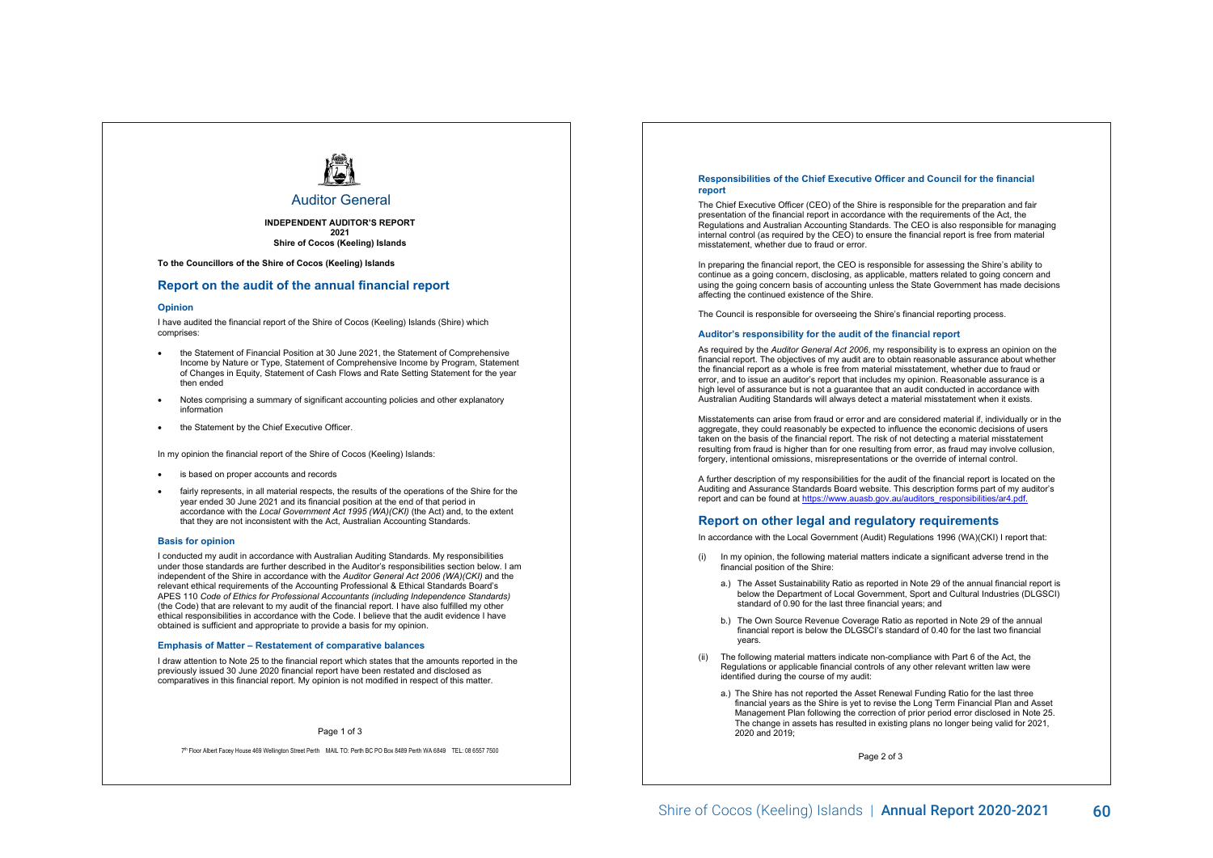Auditor General

**INDEPENDENT AUDITOR'S REPORT**
**2021**
**Shire of Cocos (Keeling) Islands**

**To the Councillors of the Shire of Cocos (Keeling) Islands**

## Report on the audit of the annual financial report

### Opinion

I have audited the financial report of the Shire of Cocos (Keeling) Islands (Shire) which comprises:

- the Statement of Financial Position at 30 June 2021, the Statement of Comprehensive Income by Nature or Type, Statement of Comprehensive Income by Program, Statement of Changes in Equity, Statement of Cash Flows and Rate Setting Statement for the year then ended
- Notes comprising a summary of significant accounting policies and other explanatory information
- the Statement by the Chief Executive Officer.

In my opinion the financial report of the Shire of Cocos (Keeling) Islands:

- is based on proper accounts and records
- fairly represents, in all material respects, the results of the operations of the Shire for the year ended 30 June 2021 and its financial position at the end of that period in accordance with the *Local Government Act 1995 (WA)(CKI)* (the Act) and, to the extent that they are not inconsistent with the Act, Australian Accounting Standards.

### Basis for opinion

I conducted my audit in accordance with Australian Auditing Standards. My responsibilities under those standards are further described in the Auditor's responsibilities section below. I am independent of the Shire in accordance with the *Auditor General Act 2006 (WA)(CKI)* and the relevant ethical requirements of the Accounting Professional & Ethical Standards Board's APES 110 *Code of Ethics for Professional Accountants (including Independence Standards)* (the Code) that are relevant to my audit of the financial report. I have also fulfilled my other ethical responsibilities in accordance with the Code. I believe that the audit evidence I have obtained is sufficient and appropriate to provide a basis for my opinion.

### Emphasis of Matter – Restatement of comparative balances

I draw attention to Note 25 to the financial report which states that the amounts reported in the previously issued 30 June 2020 financial report have been restated and disclosed as comparatives in this financial report. My opinion is not modified in respect of this matter.

7th Floor Albert Facey House 469 Wellington Street Perth    MAIL TO: Perth BC PO Box 8489 Perth WA 6849    TEL: 08 6557 7500

### Responsibilities of the Chief Executive Officer and Council for the financial report

The Chief Executive Officer (CEO) of the Shire is responsible for the preparation and fair presentation of the financial report in accordance with the requirements of the Act, the Regulations and Australian Accounting Standards. The CEO is also responsible for managing internal control (as required by the CEO) to ensure the financial report is free from material misstatement, whether due to fraud or error.

In preparing the financial report, the CEO is responsible for assessing the Shire's ability to continue as a going concern, disclosing, as applicable, matters related to going concern and using the going concern basis of accounting unless the State Government has made decisions affecting the continued existence of the Shire.

The Council is responsible for overseeing the Shire's financial reporting process.

### Auditor's responsibility for the audit of the financial report

As required by the *Auditor General Act 2006*, my responsibility is to express an opinion on the financial report. The objectives of my audit are to obtain reasonable assurance about whether the financial report as a whole is free from material misstatement, whether due to fraud or error, and to issue an auditor's report that includes my opinion. Reasonable assurance is a high level of assurance but is not a guarantee that an audit conducted in accordance with Australian Auditing Standards will always detect a material misstatement when it exists.

Misstatements can arise from fraud or error and are considered material if, individually or in the aggregate, they could reasonably be expected to influence the economic decisions of users taken on the basis of the financial report. The risk of not detecting a material misstatement resulting from fraud is higher than for one resulting from error, as fraud may involve collusion, forgery, intentional omissions, misrepresentations or the override of internal control.

A further description of my responsibilities for the audit of the financial report is located on the Auditing and Assurance Standards Board website. This description forms part of my auditor's report and can be found at https://www.auasb.gov.au/auditors_responsibilities/ar4.pdf.

## Report on other legal and regulatory requirements

In accordance with the Local Government (Audit) Regulations 1996 (WA)(CKI) I report that:

(i) In my opinion, the following material matters indicate a significant adverse trend in the financial position of the Shire:

   a.) The Asset Sustainability Ratio as reported in Note 29 of the annual financial report is below the Department of Local Government, Sport and Cultural Industries (DLGSCI) standard of 0.90 for the last three financial years; and

   b.) The Own Source Revenue Coverage Ratio as reported in Note 29 of the annual financial report is below the DLGSCI's standard of 0.40 for the last two financial years.

(ii) The following material matters indicate non-compliance with Part 6 of the Act, the Regulations or applicable financial controls of any other relevant written law were identified during the course of my audit:

   a.) The Shire has not reported the Asset Renewal Funding Ratio for the last three financial years as the Shire is yet to revise the Long Term Financial Plan and Asset Management Plan following the correction of prior period error disclosed in Note 25. The change in assets has resulted in existing plans no longer being valid for 2021, 2020 and 2019;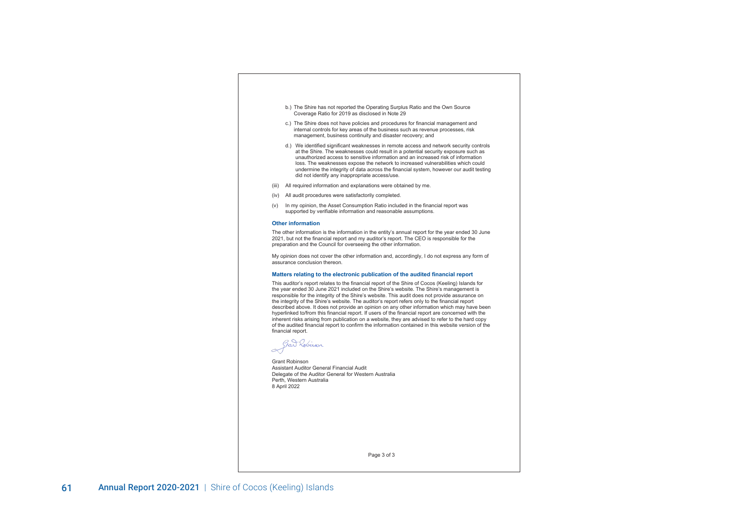b.) The Shire has not reported the Operating Surplus Ratio and the Own Source Coverage Ratio for 2019 as disclosed in Note 29

c.) The Shire does not have policies and procedures for financial management and internal controls for key areas of the business such as revenue processes, risk management, business continuity and disaster recovery; and

d.) We identified significant weaknesses in remote access and network security controls at the Shire. The weaknesses could result in a potential security exposure such as unauthorized access to sensitive information and an increased risk of information loss. The weaknesses expose the network to increased vulnerabilities which could undermine the integrity of data across the financial system, however our audit testing did not identify any inappropriate access/use.

(iii) All required information and explanations were obtained by me.

(iv) All audit procedures were satisfactorily completed.

(v) In my opinion, the Asset Consumption Ratio included in the financial report was supported by verifiable information and reasonable assumptions.

**Other information**

The other information is the information in the entity's annual report for the year ended 30 June 2021, but not the financial report and my auditor's report. The CEO is responsible for the preparation and the Council for overseeing the other information.

My opinion does not cover the other information and, accordingly, I do not express any form of assurance conclusion thereon.

**Matters relating to the electronic publication of the audited financial report**

This auditor's report relates to the financial report of the Shire of Cocos (Keeling) Islands for the year ended 30 June 2021 included on the Shire's website. The Shire's management is responsible for the integrity of the Shire's website. This audit does not provide assurance on the integrity of the Shire's website. The auditor's report refers only to the financial report described above. It does not provide an opinion on any other information which may have been hyperlinked to/from this financial report. If users of the financial report are concerned with the inherent risks arising from publication on a website, they are advised to refer to the hard copy of the audited financial report to confirm the information contained in this website version of the financial report.

Grant Robinson
Assistant Auditor General Financial Audit
Delegate of the Auditor General for Western Australia
Perth, Western Australia
8 April 2022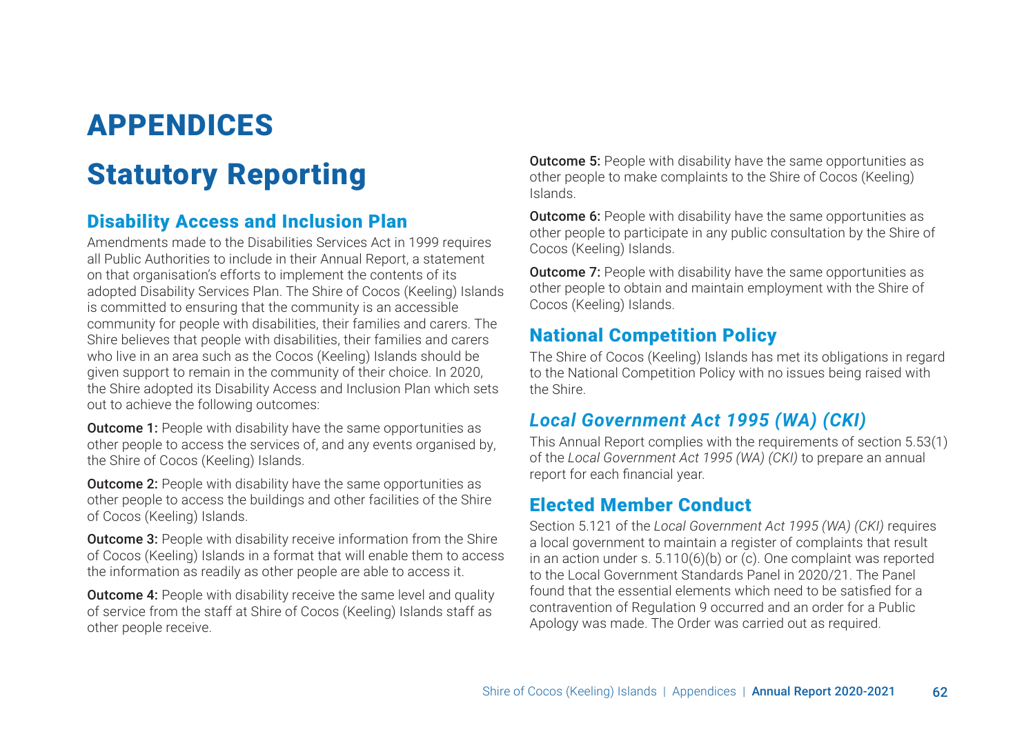# APPENDICES

# Statutory Reporting

## Disability Access and Inclusion Plan

Amendments made to the Disabilities Services Act in 1999 requires all Public Authorities to include in their Annual Report, a statement on that organisation's efforts to implement the contents of its adopted Disability Services Plan. The Shire of Cocos (Keeling) Islands is committed to ensuring that the community is an accessible community for people with disabilities, their families and carers. The Shire believes that people with disabilities, their families and carers who live in an area such as the Cocos (Keeling) Islands should be given support to remain in the community of their choice. In 2020, the Shire adopted its Disability Access and Inclusion Plan which sets out to achieve the following outcomes:

**Outcome 1:** People with disability have the same opportunities as other people to access the services of, and any events organised by, the Shire of Cocos (Keeling) Islands.

**Outcome 2:** People with disability have the same opportunities as other people to access the buildings and other facilities of the Shire of Cocos (Keeling) Islands.

**Outcome 3:** People with disability receive information from the Shire of Cocos (Keeling) Islands in a format that will enable them to access the information as readily as other people are able to access it.

**Outcome 4:** People with disability receive the same level and quality of service from the staff at Shire of Cocos (Keeling) Islands staff as other people receive.

**Outcome 5:** People with disability have the same opportunities as other people to make complaints to the Shire of Cocos (Keeling) Islands.

**Outcome 6:** People with disability have the same opportunities as other people to participate in any public consultation by the Shire of Cocos (Keeling) Islands.

**Outcome 7:** People with disability have the same opportunities as other people to obtain and maintain employment with the Shire of Cocos (Keeling) Islands.

## National Competition Policy

The Shire of Cocos (Keeling) Islands has met its obligations in regard to the National Competition Policy with no issues being raised with the Shire.

## *Local Government Act 1995 (WA) (CKI)*

This Annual Report complies with the requirements of section 5.53(1) of the *Local Government Act 1995 (WA) (CKI)* to prepare an annual report for each financial year.

## Elected Member Conduct

Section 5.121 of the *Local Government Act 1995 (WA) (CKI)* requires a local government to maintain a register of complaints that result in an action under s. 5.110(6)(b) or (c). One complaint was reported to the Local Government Standards Panel in 2020/21. The Panel found that the essential elements which need to be satisfied for a contravention of Regulation 9 occurred and an order for a Public Apology was made. The Order was carried out as required.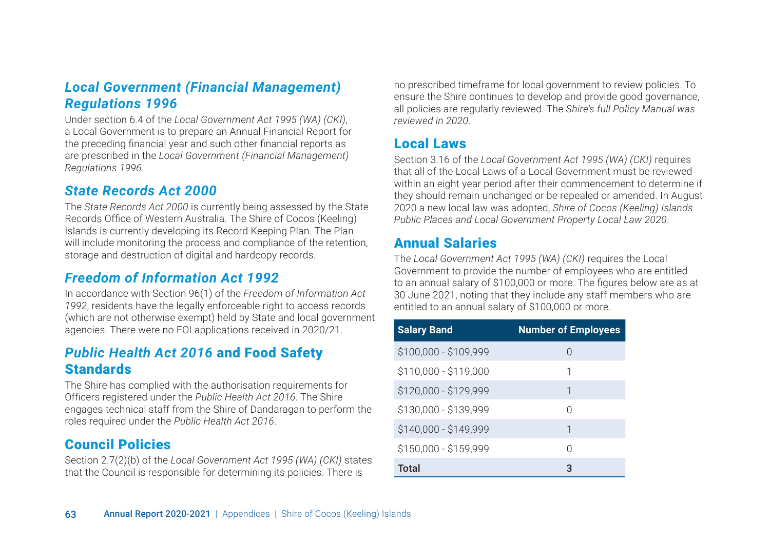## *Local Government (Financial Management) Regulations 1996*

Under section 6.4 of the *Local Government Act 1995 (WA) (CKI)*, a Local Government is to prepare an Annual Financial Report for the preceding financial year and such other financial reports as are prescribed in the *Local Government (Financial Management) Regulations 1996*.

## *State Records Act 2000*

The *State Records Act 2000* is currently being assessed by the State Records Office of Western Australia. The Shire of Cocos (Keeling) Islands is currently developing its Record Keeping Plan. The Plan will include monitoring the process and compliance of the retention, storage and destruction of digital and hardcopy records.

## *Freedom of Information Act 1992*

In accordance with Section 96(1) of the *Freedom of Information Act 1992*, residents have the legally enforceable right to access records (which are not otherwise exempt) held by State and local government agencies. There were no FOI applications received in 2020/21.

## *Public Health Act 2016* and Food Safety Standards

The Shire has complied with the authorisation requirements for Officers registered under the *Public Health Act 2016*. The Shire engages technical staff from the Shire of Dandaragan to perform the roles required under the *Public Health Act 2016*.

## Council Policies

Section 2.7(2)(b) of the *Local Government Act 1995 (WA) (CKI)* states that the Council is responsible for determining its policies. There is no prescribed timeframe for local government to review policies. To ensure the Shire continues to develop and provide good governance, all policies are regularly reviewed. The *Shire's full Policy Manual was reviewed in 2020*.

## Local Laws

Section 3.16 of the *Local Government Act 1995 (WA) (CKI)* requires that all of the Local Laws of a Local Government must be reviewed within an eight year period after their commencement to determine if they should remain unchanged or be repealed or amended. In August 2020 a new local law was adopted, *Shire of Cocos (Keeling) Islands Public Places and Local Government Property Local Law 2020*.

## Annual Salaries

The *Local Government Act 1995 (WA) (CKI)* requires the Local Government to provide the number of employees who are entitled to an annual salary of $100,000 or more. The figures below are as at 30 June 2021, noting that they include any staff members who are entitled to an annual salary of $100,000 or more.

| Salary Band | Number of Employees |
|---|---|
| $100,000 - $109,999 | 0 |
| $110,000 - $119,000 | 1 |
| $120,000 - $129,999 | 1 |
| $130,000 - $139,999 | 0 |
| $140,000 - $149,999 | 1 |
| $150,000 - $159,999 | 0 |
| **Total** | **3** |